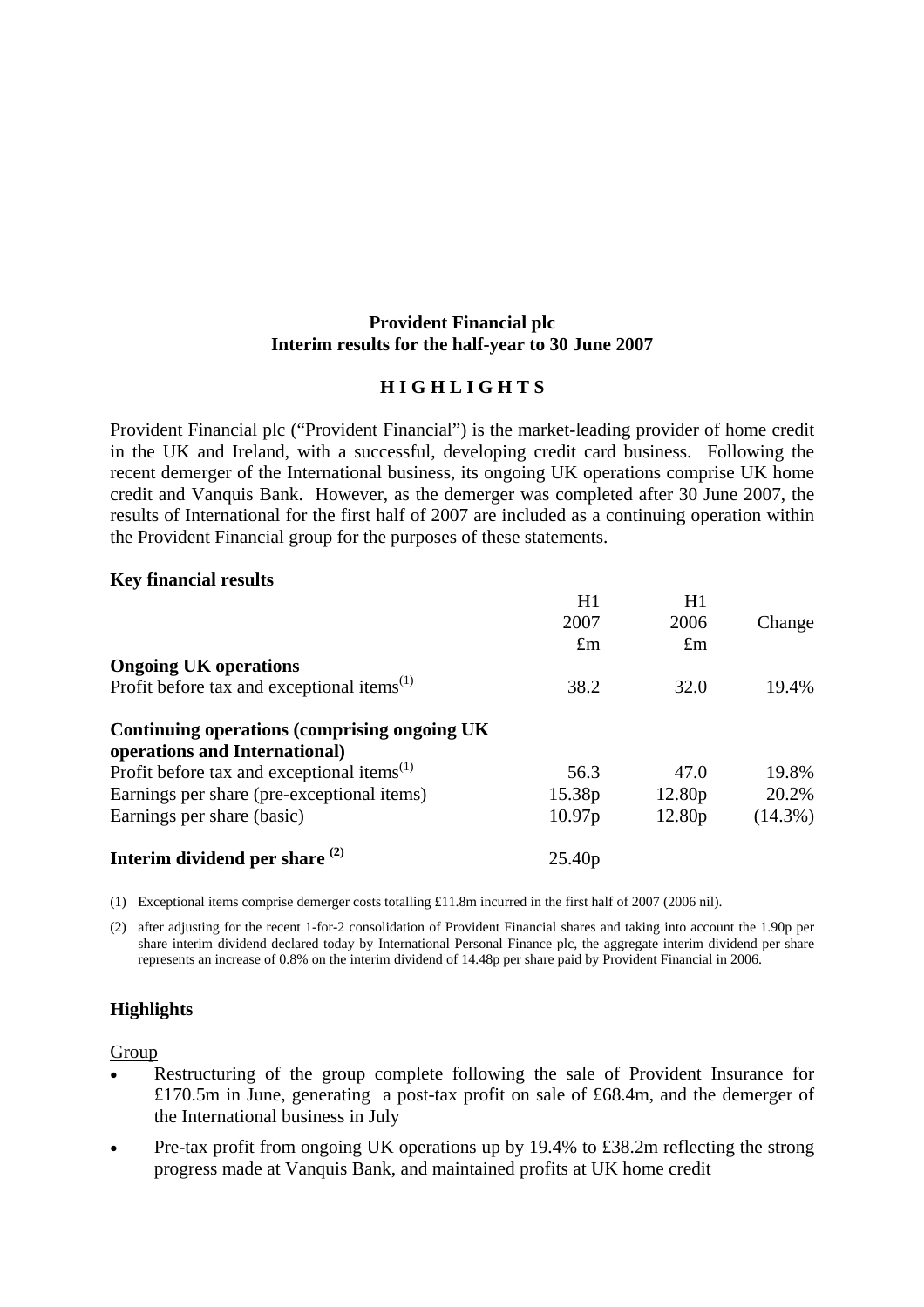**Provident Financial plc**
**Interim results for the half-year to 30 June 2007**

## H I G H L I G H T S

Provident Financial plc ("Provident Financial") is the market-leading provider of home credit in the UK and Ireland, with a successful, developing credit card business. Following the recent demerger of the International business, its ongoing UK operations comprise UK home credit and Vanquis Bank. However, as the demerger was completed after 30 June 2007, the results of International for the first half of 2007 are included as a continuing operation within the Provident Financial group for the purposes of these statements.

**Key financial results**

| | H1 2007 £m | H1 2006 £m | Change |
|---|---|---|---|
| **Ongoing UK operations** | | | |
| Profit before tax and exceptional items(1) | 38.2 | 32.0 | 19.4% |
| **Continuing operations (comprising ongoing UK operations and International)** | | | |
| Profit before tax and exceptional items(1) | 56.3 | 47.0 | 19.8% |
| Earnings per share (pre-exceptional items) | 15.38p | 12.80p | 20.2% |
| Earnings per share (basic) | 10.97p | 12.80p | (14.3%) |
| **Interim dividend per share (2)** | 25.40p | | |

(1) Exceptional items comprise demerger costs totalling £11.8m incurred in the first half of 2007 (2006 nil).

(2) after adjusting for the recent 1-for-2 consolidation of Provident Financial shares and taking into account the 1.90p per share interim dividend declared today by International Personal Finance plc, the aggregate interim dividend per share represents an increase of 0.8% on the interim dividend of 14.48p per share paid by Provident Financial in 2006.

### Highlights

Group

- Restructuring of the group complete following the sale of Provident Insurance for £170.5m in June, generating a post-tax profit on sale of £68.4m, and the demerger of the International business in July
- Pre-tax profit from ongoing UK operations up by 19.4% to £38.2m reflecting the strong progress made at Vanquis Bank, and maintained profits at UK home credit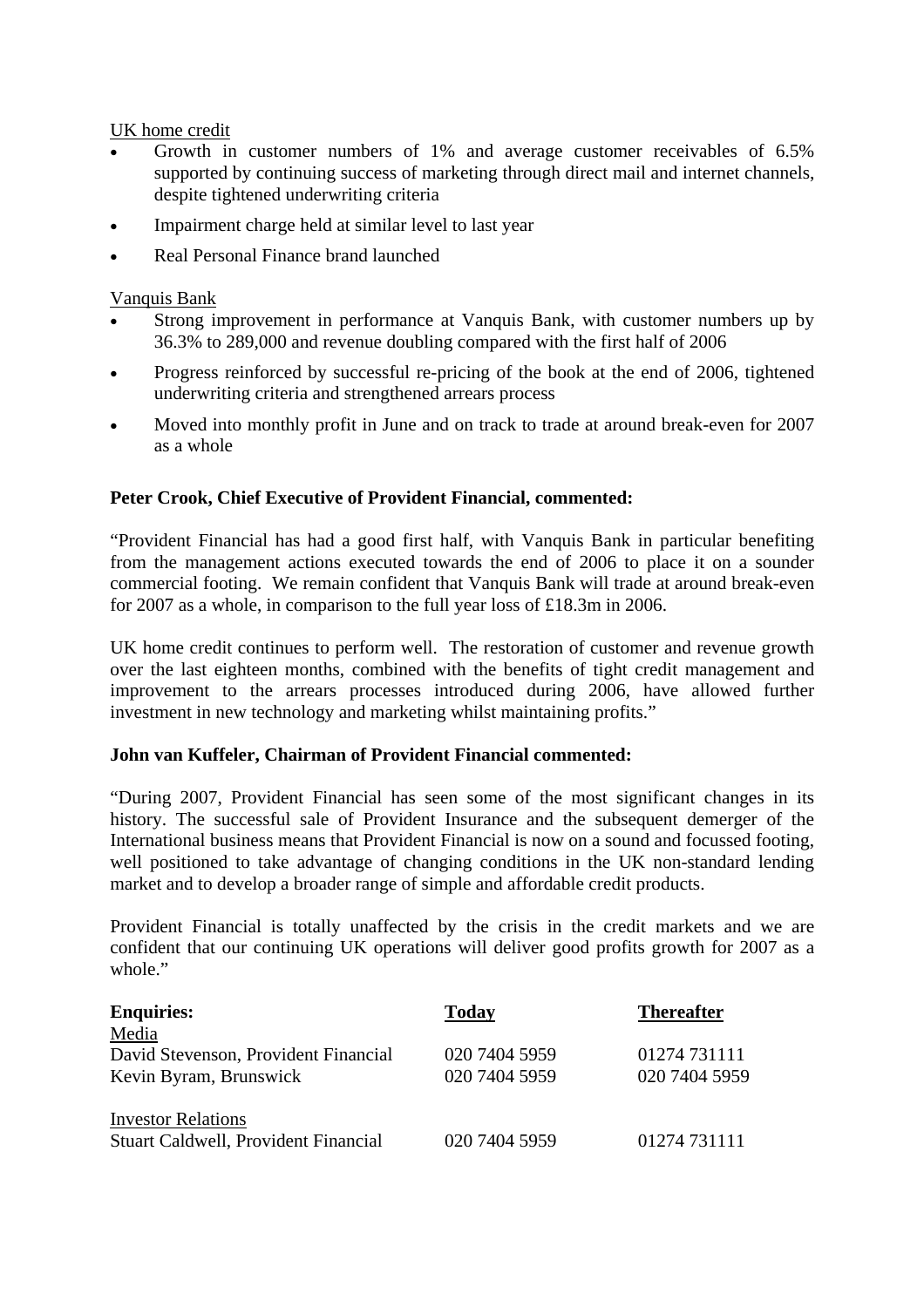UK home credit

- Growth in customer numbers of 1% and average customer receivables of 6.5% supported by continuing success of marketing through direct mail and internet channels, despite tightened underwriting criteria
- Impairment charge held at similar level to last year
- Real Personal Finance brand launched

Vanquis Bank

- Strong improvement in performance at Vanquis Bank, with customer numbers up by 36.3% to 289,000 and revenue doubling compared with the first half of 2006
- Progress reinforced by successful re-pricing of the book at the end of 2006, tightened underwriting criteria and strengthened arrears process
- Moved into monthly profit in June and on track to trade at around break-even for 2007 as a whole

**Peter Crook, Chief Executive of Provident Financial, commented:**

"Provident Financial has had a good first half, with Vanquis Bank in particular benefiting from the management actions executed towards the end of 2006 to place it on a sounder commercial footing. We remain confident that Vanquis Bank will trade at around break-even for 2007 as a whole, in comparison to the full year loss of £18.3m in 2006.

UK home credit continues to perform well. The restoration of customer and revenue growth over the last eighteen months, combined with the benefits of tight credit management and improvement to the arrears processes introduced during 2006, have allowed further investment in new technology and marketing whilst maintaining profits."

**John van Kuffeler, Chairman of Provident Financial commented:**

"During 2007, Provident Financial has seen some of the most significant changes in its history. The successful sale of Provident Insurance and the subsequent demerger of the International business means that Provident Financial is now on a sound and focussed footing, well positioned to take advantage of changing conditions in the UK non-standard lending market and to develop a broader range of simple and affordable credit products.

Provident Financial is totally unaffected by the crisis in the credit markets and we are confident that our continuing UK operations will deliver good profits growth for 2007 as a whole."

| **Enquiries:** | **Today** | **Thereafter** |
|---|---|---|
| Media | | |
| David Stevenson, Provident Financial | 020 7404 5959 | 01274 731111 |
| Kevin Byram, Brunswick | 020 7404 5959 | 020 7404 5959 |
| | | |
| Investor Relations | | |
| Stuart Caldwell, Provident Financial | 020 7404 5959 | 01274 731111 |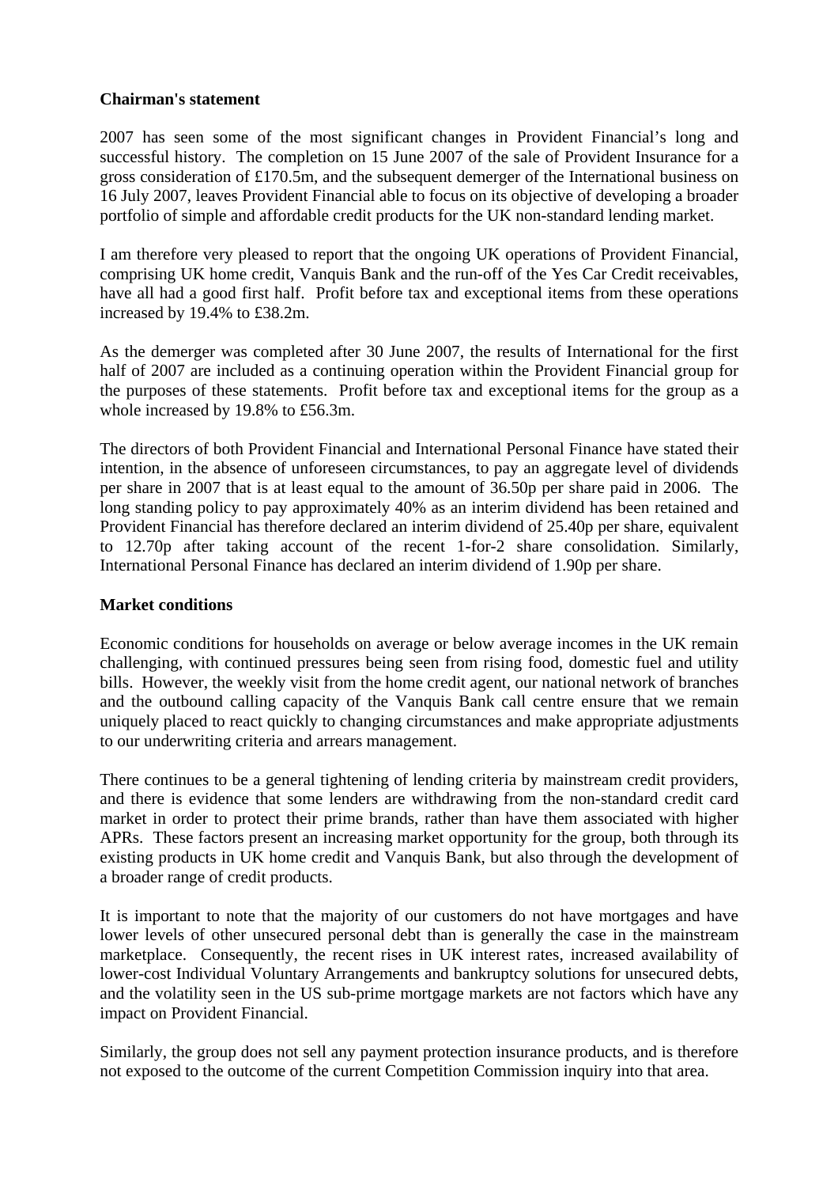**Chairman's statement**

2007 has seen some of the most significant changes in Provident Financial's long and successful history. The completion on 15 June 2007 of the sale of Provident Insurance for a gross consideration of £170.5m, and the subsequent demerger of the International business on 16 July 2007, leaves Provident Financial able to focus on its objective of developing a broader portfolio of simple and affordable credit products for the UK non-standard lending market.

I am therefore very pleased to report that the ongoing UK operations of Provident Financial, comprising UK home credit, Vanquis Bank and the run-off of the Yes Car Credit receivables, have all had a good first half. Profit before tax and exceptional items from these operations increased by 19.4% to £38.2m.

As the demerger was completed after 30 June 2007, the results of International for the first half of 2007 are included as a continuing operation within the Provident Financial group for the purposes of these statements. Profit before tax and exceptional items for the group as a whole increased by 19.8% to £56.3m.

The directors of both Provident Financial and International Personal Finance have stated their intention, in the absence of unforeseen circumstances, to pay an aggregate level of dividends per share in 2007 that is at least equal to the amount of 36.50p per share paid in 2006. The long standing policy to pay approximately 40% as an interim dividend has been retained and Provident Financial has therefore declared an interim dividend of 25.40p per share, equivalent to 12.70p after taking account of the recent 1-for-2 share consolidation. Similarly, International Personal Finance has declared an interim dividend of 1.90p per share.

**Market conditions**

Economic conditions for households on average or below average incomes in the UK remain challenging, with continued pressures being seen from rising food, domestic fuel and utility bills. However, the weekly visit from the home credit agent, our national network of branches and the outbound calling capacity of the Vanquis Bank call centre ensure that we remain uniquely placed to react quickly to changing circumstances and make appropriate adjustments to our underwriting criteria and arrears management.

There continues to be a general tightening of lending criteria by mainstream credit providers, and there is evidence that some lenders are withdrawing from the non-standard credit card market in order to protect their prime brands, rather than have them associated with higher APRs. These factors present an increasing market opportunity for the group, both through its existing products in UK home credit and Vanquis Bank, but also through the development of a broader range of credit products.

It is important to note that the majority of our customers do not have mortgages and have lower levels of other unsecured personal debt than is generally the case in the mainstream marketplace. Consequently, the recent rises in UK interest rates, increased availability of lower-cost Individual Voluntary Arrangements and bankruptcy solutions for unsecured debts, and the volatility seen in the US sub-prime mortgage markets are not factors which have any impact on Provident Financial.

Similarly, the group does not sell any payment protection insurance products, and is therefore not exposed to the outcome of the current Competition Commission inquiry into that area.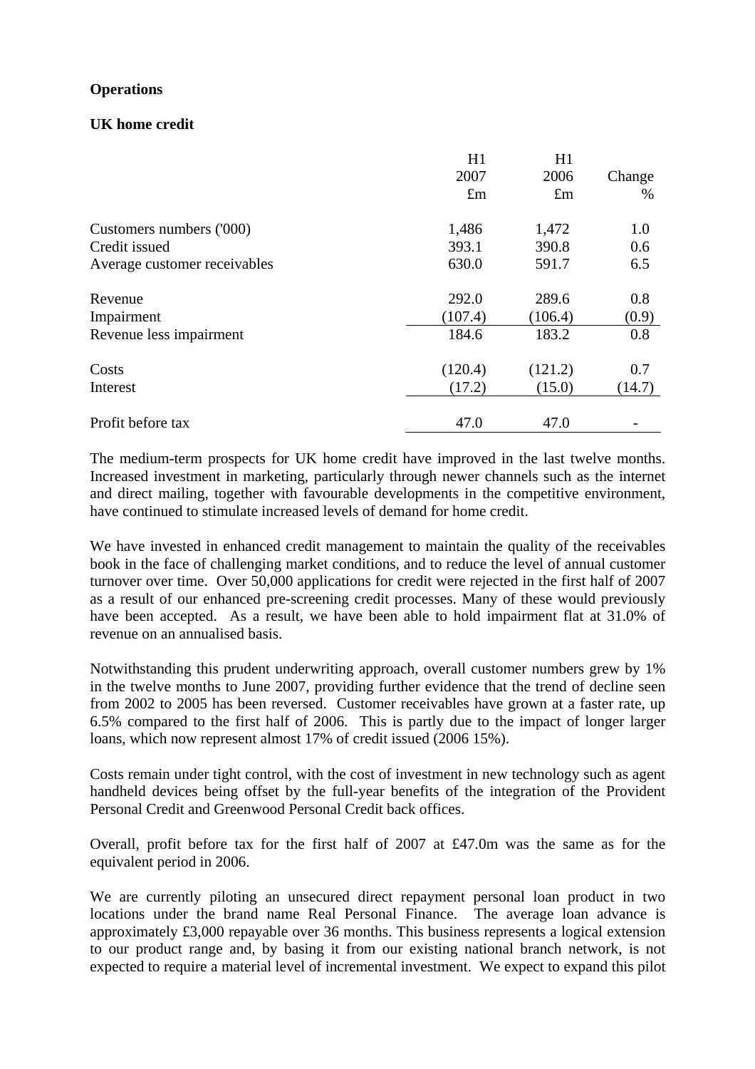**Operations**

**UK home credit**

| | H1 2007 £m | H1 2006 £m | Change % |
|---|---|---|---|
| Customers numbers ('000) | 1,486 | 1,472 | 1.0 |
| Credit issued | 393.1 | 390.8 | 0.6 |
| Average customer receivables | 630.0 | 591.7 | 6.5 |
| | | | |
| Revenue | 292.0 | 289.6 | 0.8 |
| Impairment | (107.4) | (106.4) | (0.9) |
| Revenue less impairment | 184.6 | 183.2 | 0.8 |
| | | | |
| Costs | (120.4) | (121.2) | 0.7 |
| Interest | (17.2) | (15.0) | (14.7) |
| | | | |
| Profit before tax | 47.0 | 47.0 | - |

The medium-term prospects for UK home credit have improved in the last twelve months. Increased investment in marketing, particularly through newer channels such as the internet and direct mailing, together with favourable developments in the competitive environment, have continued to stimulate increased levels of demand for home credit.

We have invested in enhanced credit management to maintain the quality of the receivables book in the face of challenging market conditions, and to reduce the level of annual customer turnover over time. Over 50,000 applications for credit were rejected in the first half of 2007 as a result of our enhanced pre-screening credit processes. Many of these would previously have been accepted. As a result, we have been able to hold impairment flat at 31.0% of revenue on an annualised basis.

Notwithstanding this prudent underwriting approach, overall customer numbers grew by 1% in the twelve months to June 2007, providing further evidence that the trend of decline seen from 2002 to 2005 has been reversed. Customer receivables have grown at a faster rate, up 6.5% compared to the first half of 2006. This is partly due to the impact of longer larger loans, which now represent almost 17% of credit issued (2006 15%).

Costs remain under tight control, with the cost of investment in new technology such as agent handheld devices being offset by the full-year benefits of the integration of the Provident Personal Credit and Greenwood Personal Credit back offices.

Overall, profit before tax for the first half of 2007 at £47.0m was the same as for the equivalent period in 2006.

We are currently piloting an unsecured direct repayment personal loan product in two locations under the brand name Real Personal Finance. The average loan advance is approximately £3,000 repayable over 36 months. This business represents a logical extension to our product range and, by basing it from our existing national branch network, is not expected to require a material level of incremental investment. We expect to expand this pilot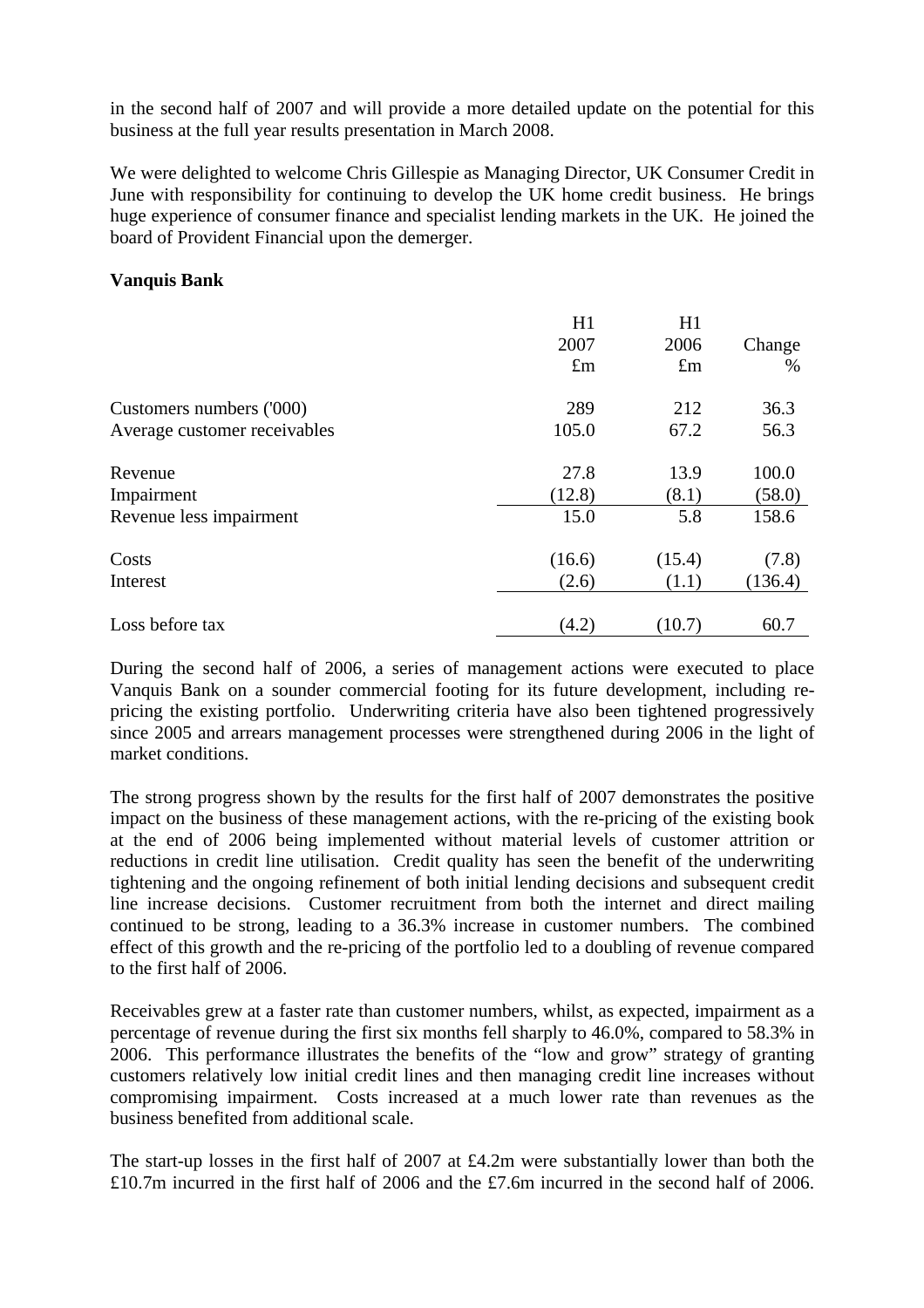in the second half of 2007 and will provide a more detailed update on the potential for this business at the full year results presentation in March 2008.

We were delighted to welcome Chris Gillespie as Managing Director, UK Consumer Credit in June with responsibility for continuing to develop the UK home credit business. He brings huge experience of consumer finance and specialist lending markets in the UK. He joined the board of Provident Financial upon the demerger.

**Vanquis Bank**

| | H1 2007 £m | H1 2006 £m | Change % |
|---|---|---|---|
| Customers numbers ('000) | 289 | 212 | 36.3 |
| Average customer receivables | 105.0 | 67.2 | 56.3 |
| Revenue | 27.8 | 13.9 | 100.0 |
| Impairment | (12.8) | (8.1) | (58.0) |
| Revenue less impairment | 15.0 | 5.8 | 158.6 |
| Costs | (16.6) | (15.4) | (7.8) |
| Interest | (2.6) | (1.1) | (136.4) |
| Loss before tax | (4.2) | (10.7) | 60.7 |

During the second half of 2006, a series of management actions were executed to place Vanquis Bank on a sounder commercial footing for its future development, including re-pricing the existing portfolio. Underwriting criteria have also been tightened progressively since 2005 and arrears management processes were strengthened during 2006 in the light of market conditions.

The strong progress shown by the results for the first half of 2007 demonstrates the positive impact on the business of these management actions, with the re-pricing of the existing book at the end of 2006 being implemented without material levels of customer attrition or reductions in credit line utilisation. Credit quality has seen the benefit of the underwriting tightening and the ongoing refinement of both initial lending decisions and subsequent credit line increase decisions. Customer recruitment from both the internet and direct mailing continued to be strong, leading to a 36.3% increase in customer numbers. The combined effect of this growth and the re-pricing of the portfolio led to a doubling of revenue compared to the first half of 2006.

Receivables grew at a faster rate than customer numbers, whilst, as expected, impairment as a percentage of revenue during the first six months fell sharply to 46.0%, compared to 58.3% in 2006. This performance illustrates the benefits of the "low and grow" strategy of granting customers relatively low initial credit lines and then managing credit line increases without compromising impairment. Costs increased at a much lower rate than revenues as the business benefited from additional scale.

The start-up losses in the first half of 2007 at £4.2m were substantially lower than both the £10.7m incurred in the first half of 2006 and the £7.6m incurred in the second half of 2006.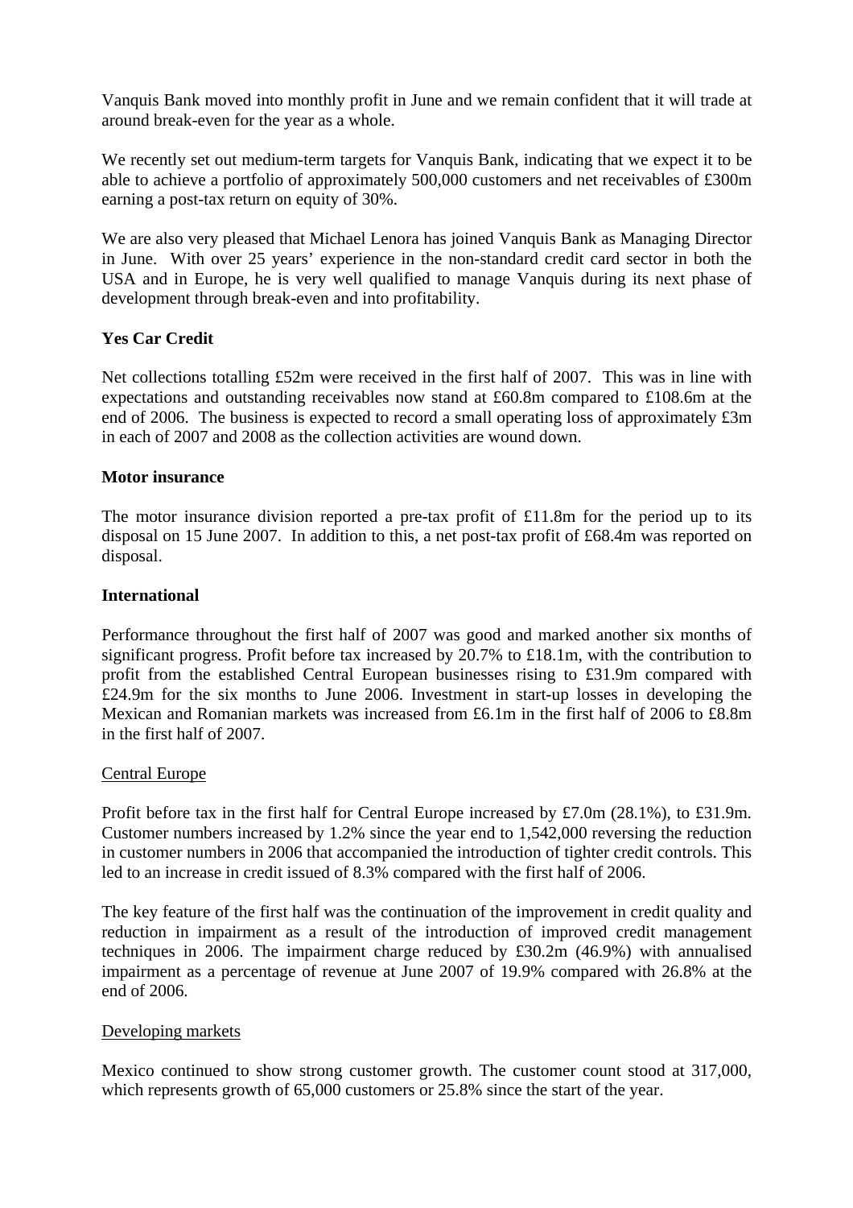Vanquis Bank moved into monthly profit in June and we remain confident that it will trade at around break-even for the year as a whole.

We recently set out medium-term targets for Vanquis Bank, indicating that we expect it to be able to achieve a portfolio of approximately 500,000 customers and net receivables of £300m earning a post-tax return on equity of 30%.

We are also very pleased that Michael Lenora has joined Vanquis Bank as Managing Director in June. With over 25 years' experience in the non-standard credit card sector in both the USA and in Europe, he is very well qualified to manage Vanquis during its next phase of development through break-even and into profitability.

**Yes Car Credit**

Net collections totalling £52m were received in the first half of 2007. This was in line with expectations and outstanding receivables now stand at £60.8m compared to £108.6m at the end of 2006. The business is expected to record a small operating loss of approximately £3m in each of 2007 and 2008 as the collection activities are wound down.

**Motor insurance**

The motor insurance division reported a pre-tax profit of £11.8m for the period up to its disposal on 15 June 2007. In addition to this, a net post-tax profit of £68.4m was reported on disposal.

**International**

Performance throughout the first half of 2007 was good and marked another six months of significant progress. Profit before tax increased by 20.7% to £18.1m, with the contribution to profit from the established Central European businesses rising to £31.9m compared with £24.9m for the six months to June 2006. Investment in start-up losses in developing the Mexican and Romanian markets was increased from £6.1m in the first half of 2006 to £8.8m in the first half of 2007.

Central Europe

Profit before tax in the first half for Central Europe increased by £7.0m (28.1%), to £31.9m. Customer numbers increased by 1.2% since the year end to 1,542,000 reversing the reduction in customer numbers in 2006 that accompanied the introduction of tighter credit controls. This led to an increase in credit issued of 8.3% compared with the first half of 2006.

The key feature of the first half was the continuation of the improvement in credit quality and reduction in impairment as a result of the introduction of improved credit management techniques in 2006. The impairment charge reduced by £30.2m (46.9%) with annualised impairment as a percentage of revenue at June 2007 of 19.9% compared with 26.8% at the end of 2006.

Developing markets

Mexico continued to show strong customer growth. The customer count stood at 317,000, which represents growth of 65,000 customers or 25.8% since the start of the year.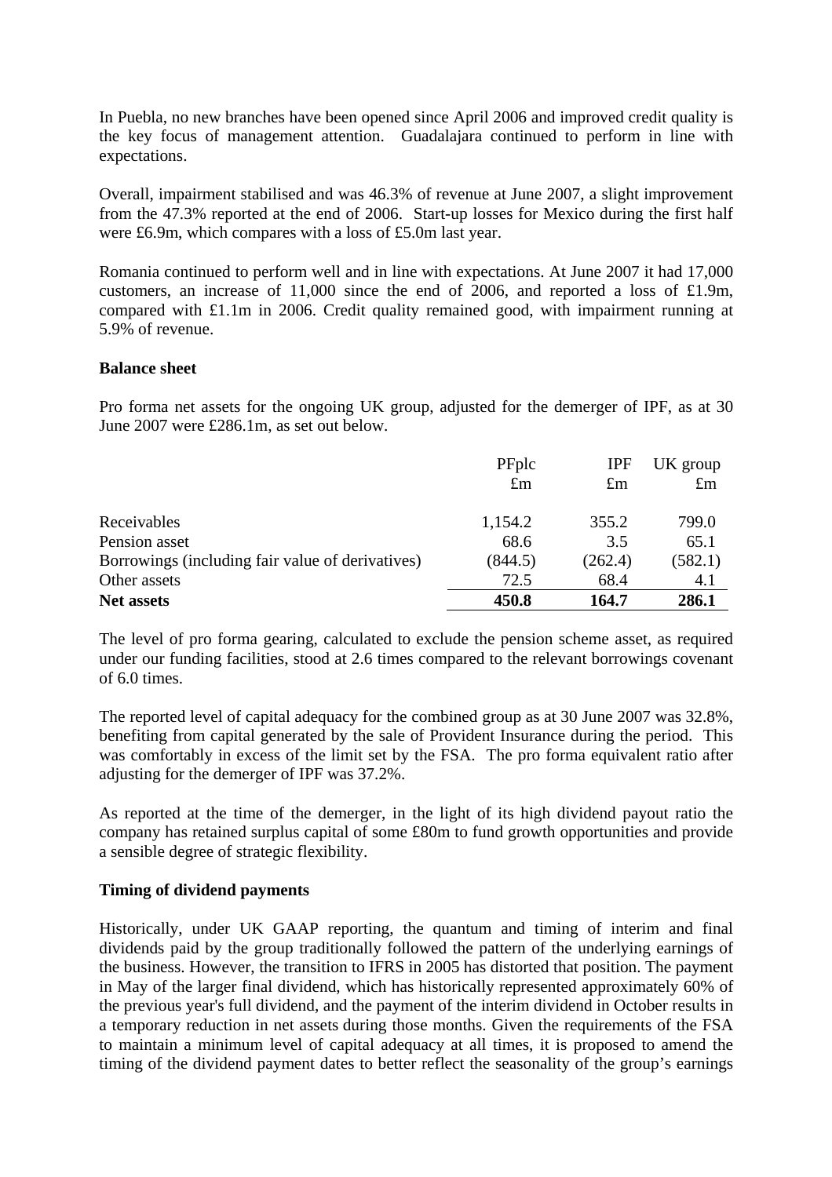In Puebla, no new branches have been opened since April 2006 and improved credit quality is the key focus of management attention. Guadalajara continued to perform in line with expectations.

Overall, impairment stabilised and was 46.3% of revenue at June 2007, a slight improvement from the 47.3% reported at the end of 2006. Start-up losses for Mexico during the first half were £6.9m, which compares with a loss of £5.0m last year.

Romania continued to perform well and in line with expectations. At June 2007 it had 17,000 customers, an increase of 11,000 since the end of 2006, and reported a loss of £1.9m, compared with £1.1m in 2006. Credit quality remained good, with impairment running at 5.9% of revenue.

**Balance sheet**

Pro forma net assets for the ongoing UK group, adjusted for the demerger of IPF, as at 30 June 2007 were £286.1m, as set out below.

| | PFplc £m | IPF £m | UK group £m |
|---|---|---|---|
| Receivables | 1,154.2 | 355.2 | 799.0 |
| Pension asset | 68.6 | 3.5 | 65.1 |
| Borrowings (including fair value of derivatives) | (844.5) | (262.4) | (582.1) |
| Other assets | 72.5 | 68.4 | 4.1 |
| **Net assets** | **450.8** | **164.7** | **286.1** |

The level of pro forma gearing, calculated to exclude the pension scheme asset, as required under our funding facilities, stood at 2.6 times compared to the relevant borrowings covenant of 6.0 times.

The reported level of capital adequacy for the combined group as at 30 June 2007 was 32.8%, benefiting from capital generated by the sale of Provident Insurance during the period. This was comfortably in excess of the limit set by the FSA. The pro forma equivalent ratio after adjusting for the demerger of IPF was 37.2%.

As reported at the time of the demerger, in the light of its high dividend payout ratio the company has retained surplus capital of some £80m to fund growth opportunities and provide a sensible degree of strategic flexibility.

**Timing of dividend payments**

Historically, under UK GAAP reporting, the quantum and timing of interim and final dividends paid by the group traditionally followed the pattern of the underlying earnings of the business. However, the transition to IFRS in 2005 has distorted that position. The payment in May of the larger final dividend, which has historically represented approximately 60% of the previous year's full dividend, and the payment of the interim dividend in October results in a temporary reduction in net assets during those months. Given the requirements of the FSA to maintain a minimum level of capital adequacy at all times, it is proposed to amend the timing of the dividend payment dates to better reflect the seasonality of the group's earnings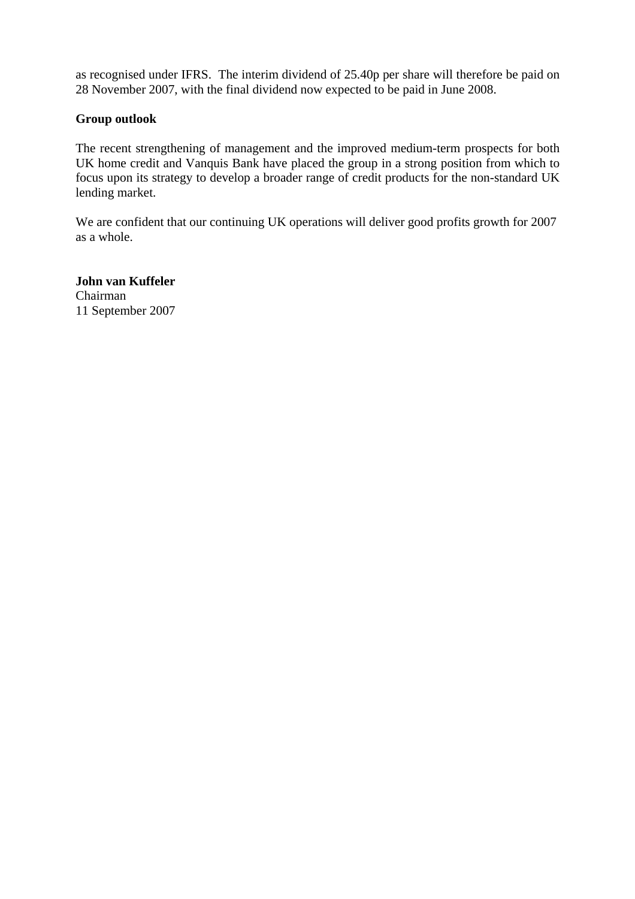as recognised under IFRS. The interim dividend of 25.40p per share will therefore be paid on 28 November 2007, with the final dividend now expected to be paid in June 2008.

**Group outlook**

The recent strengthening of management and the improved medium-term prospects for both UK home credit and Vanquis Bank have placed the group in a strong position from which to focus upon its strategy to develop a broader range of credit products for the non-standard UK lending market.

We are confident that our continuing UK operations will deliver good profits growth for 2007 as a whole.

**John van Kuffeler**
Chairman
11 September 2007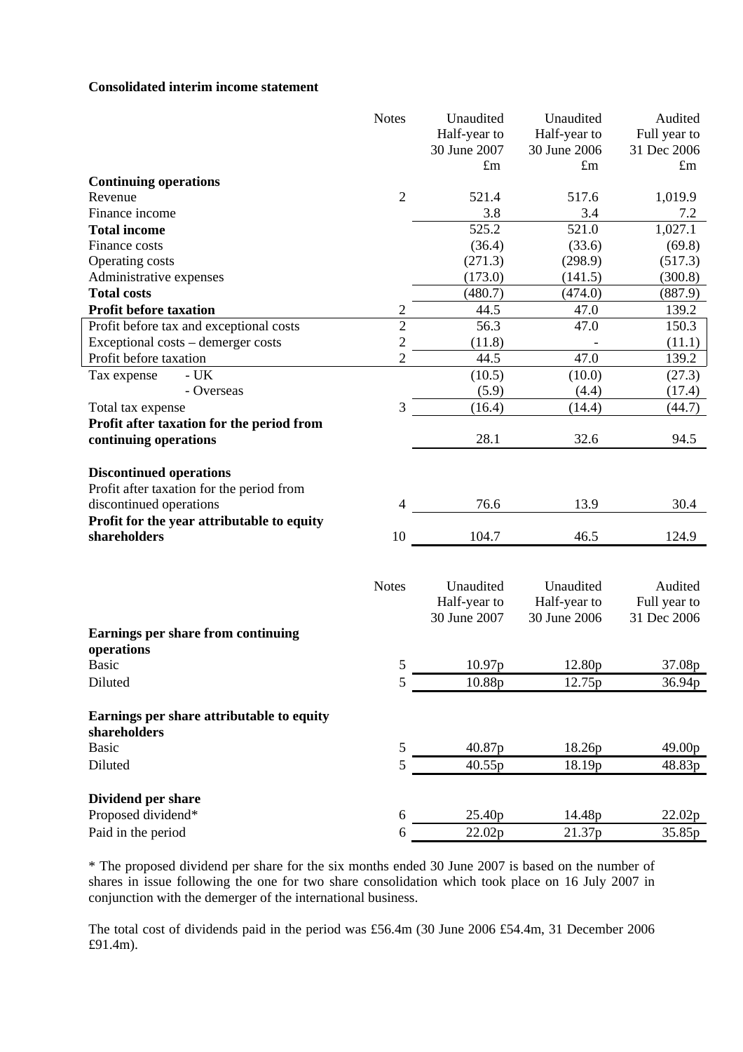**Consolidated interim income statement**

| | Notes | Unaudited Half-year to 30 June 2007 £m | Unaudited Half-year to 30 June 2006 £m | Audited Full year to 31 Dec 2006 £m |
|---|---|---|---|---|
| **Continuing operations** | | | | |
| Revenue | 2 | 521.4 | 517.6 | 1,019.9 |
| Finance income | | 3.8 | 3.4 | 7.2 |
| **Total income** | | 525.2 | 521.0 | 1,027.1 |
| Finance costs | | (36.4) | (33.6) | (69.8) |
| Operating costs | | (271.3) | (298.9) | (517.3) |
| Administrative expenses | | (173.0) | (141.5) | (300.8) |
| **Total costs** | | (480.7) | (474.0) | (887.9) |
| **Profit before taxation** | 2 | 44.5 | 47.0 | 139.2 |
| Profit before tax and exceptional costs | 2 | 56.3 | 47.0 | 150.3 |
| Exceptional costs – demerger costs | 2 | (11.8) | - | (11.1) |
| Profit before taxation | 2 | 44.5 | 47.0 | 139.2 |
| Tax expense - UK | | (10.5) | (10.0) | (27.3) |
| - Overseas | | (5.9) | (4.4) | (17.4) |
| Total tax expense | 3 | (16.4) | (14.4) | (44.7) |
| **Profit after taxation for the period from continuing operations** | | 28.1 | 32.6 | 94.5 |
| **Discontinued operations** | | | | |
| Profit after taxation for the period from discontinued operations | 4 | 76.6 | 13.9 | 30.4 |
| **Profit for the year attributable to equity shareholders** | 10 | 104.7 | 46.5 | 124.9 |

| | Notes | Unaudited Half-year to 30 June 2007 | Unaudited Half-year to 30 June 2006 | Audited Full year to 31 Dec 2006 |
|---|---|---|---|---|
| **Earnings per share from continuing operations** | | | | |
| Basic | 5 | 10.97p | 12.80p | 37.08p |
| Diluted | 5 | 10.88p | 12.75p | 36.94p |
| **Earnings per share attributable to equity shareholders** | | | | |
| Basic | 5 | 40.87p | 18.26p | 49.00p |
| Diluted | 5 | 40.55p | 18.19p | 48.83p |
| **Dividend per share** | | | | |
| Proposed dividend* | 6 | 25.40p | 14.48p | 22.02p |
| Paid in the period | 6 | 22.02p | 21.37p | 35.85p |

* The proposed dividend per share for the six months ended 30 June 2007 is based on the number of shares in issue following the one for two share consolidation which took place on 16 July 2007 in conjunction with the demerger of the international business.

The total cost of dividends paid in the period was £56.4m (30 June 2006 £54.4m, 31 December 2006 £91.4m).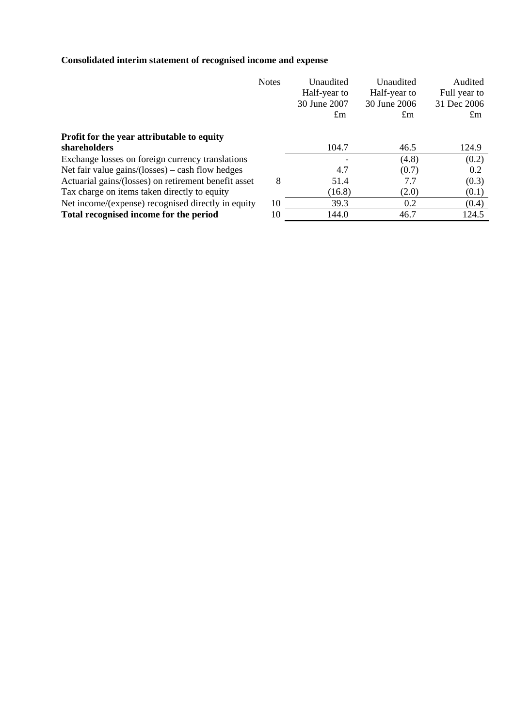**Consolidated interim statement of recognised income and expense**

| | Notes | Unaudited Half-year to 30 June 2007 £m | Unaudited Half-year to 30 June 2006 £m | Audited Full year to 31 Dec 2006 £m |
|---|---|---|---|---|
| **Profit for the year attributable to equity shareholders** | | 104.7 | 46.5 | 124.9 |
| Exchange losses on foreign currency translations | | - | (4.8) | (0.2) |
| Net fair value gains/(losses) – cash flow hedges | | 4.7 | (0.7) | 0.2 |
| Actuarial gains/(losses) on retirement benefit asset | 8 | 51.4 | 7.7 | (0.3) |
| Tax charge on items taken directly to equity | | (16.8) | (2.0) | (0.1) |
| Net income/(expense) recognised directly in equity | 10 | 39.3 | 0.2 | (0.4) |
| **Total recognised income for the period** | 10 | 144.0 | 46.7 | 124.5 |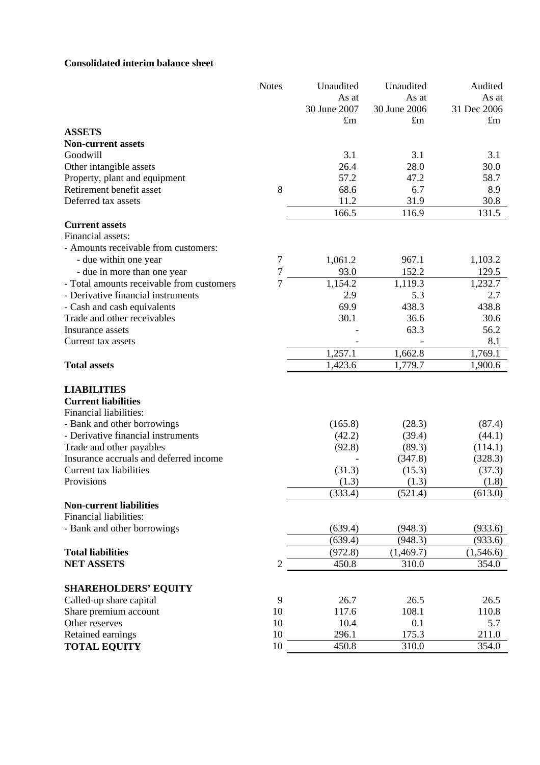**Consolidated interim balance sheet**

| | Notes | Unaudited As at 30 June 2007 £m | Unaudited As at 30 June 2006 £m | Audited As at 31 Dec 2006 £m |
|---|---|---|---|---|
| **ASSETS** | | | | |
| **Non-current assets** | | | | |
| Goodwill | | 3.1 | 3.1 | 3.1 |
| Other intangible assets | | 26.4 | 28.0 | 30.0 |
| Property, plant and equipment | | 57.2 | 47.2 | 58.7 |
| Retirement benefit asset | 8 | 68.6 | 6.7 | 8.9 |
| Deferred tax assets | | 11.2 | 31.9 | 30.8 |
| | | 166.5 | 116.9 | 131.5 |
| **Current assets** | | | | |
| Financial assets: | | | | |
| - Amounts receivable from customers: | | | | |
| - due within one year | 7 | 1,061.2 | 967.1 | 1,103.2 |
| - due in more than one year | 7 | 93.0 | 152.2 | 129.5 |
| - Total amounts receivable from customers | 7 | 1,154.2 | 1,119.3 | 1,232.7 |
| - Derivative financial instruments | | 2.9 | 5.3 | 2.7 |
| - Cash and cash equivalents | | 69.9 | 438.3 | 438.8 |
| Trade and other receivables | | 30.1 | 36.6 | 30.6 |
| Insurance assets | | - | 63.3 | 56.2 |
| Current tax assets | | - | - | 8.1 |
| | | 1,257.1 | 1,662.8 | 1,769.1 |
| **Total assets** | | 1,423.6 | 1,779.7 | 1,900.6 |
| | | | | |
| **LIABILITIES** | | | | |
| **Current liabilities** | | | | |
| Financial liabilities: | | | | |
| - Bank and other borrowings | | (165.8) | (28.3) | (87.4) |
| - Derivative financial instruments | | (42.2) | (39.4) | (44.1) |
| Trade and other payables | | (92.8) | (89.3) | (114.1) |
| Insurance accruals and deferred income | | - | (347.8) | (328.3) |
| Current tax liabilities | | (31.3) | (15.3) | (37.3) |
| Provisions | | (1.3) | (1.3) | (1.8) |
| | | (333.4) | (521.4) | (613.0) |
| **Non-current liabilities** | | | | |
| Financial liabilities: | | | | |
| - Bank and other borrowings | | (639.4) | (948.3) | (933.6) |
| | | (639.4) | (948.3) | (933.6) |
| **Total liabilities** | | (972.8) | (1,469.7) | (1,546.6) |
| **NET ASSETS** | 2 | 450.8 | 310.0 | 354.0 |
| | | | | |
| **SHAREHOLDERS' EQUITY** | | | | |
| Called-up share capital | 9 | 26.7 | 26.5 | 26.5 |
| Share premium account | 10 | 117.6 | 108.1 | 110.8 |
| Other reserves | 10 | 10.4 | 0.1 | 5.7 |
| Retained earnings | 10 | 296.1 | 175.3 | 211.0 |
| **TOTAL EQUITY** | 10 | 450.8 | 310.0 | 354.0 |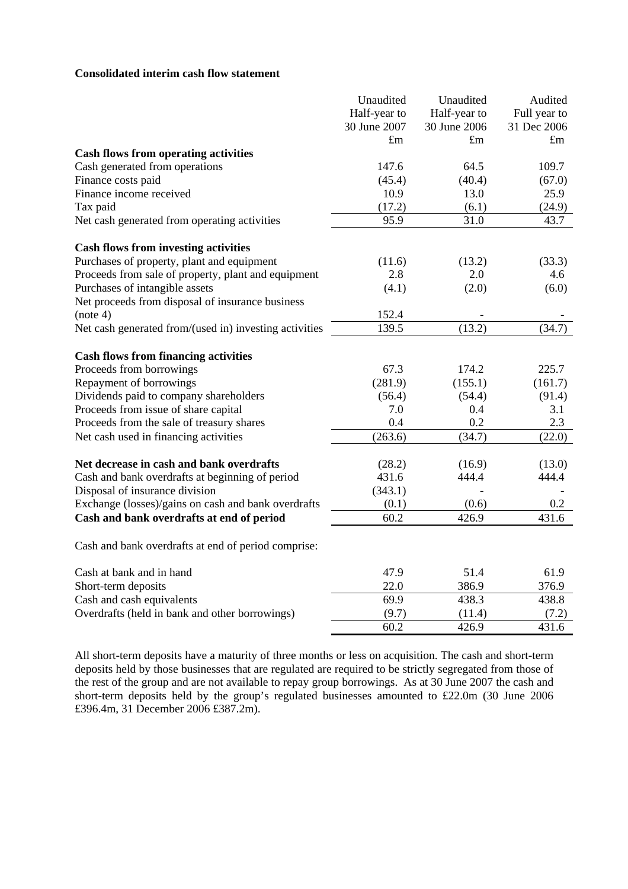**Consolidated interim cash flow statement**

| | Unaudited Half-year to 30 June 2007 £m | Unaudited Half-year to 30 June 2006 £m | Audited Full year to 31 Dec 2006 £m |
|---|---|---|---|
| **Cash flows from operating activities** | | | |
| Cash generated from operations | 147.6 | 64.5 | 109.7 |
| Finance costs paid | (45.4) | (40.4) | (67.0) |
| Finance income received | 10.9 | 13.0 | 25.9 |
| Tax paid | (17.2) | (6.1) | (24.9) |
| Net cash generated from operating activities | 95.9 | 31.0 | 43.7 |
| | | | |
| **Cash flows from investing activities** | | | |
| Purchases of property, plant and equipment | (11.6) | (13.2) | (33.3) |
| Proceeds from sale of property, plant and equipment | 2.8 | 2.0 | 4.6 |
| Purchases of intangible assets | (4.1) | (2.0) | (6.0) |
| Net proceeds from disposal of insurance business (note 4) | 152.4 | - | - |
| Net cash generated from/(used in) investing activities | 139.5 | (13.2) | (34.7) |
| | | | |
| **Cash flows from financing activities** | | | |
| Proceeds from borrowings | 67.3 | 174.2 | 225.7 |
| Repayment of borrowings | (281.9) | (155.1) | (161.7) |
| Dividends paid to company shareholders | (56.4) | (54.4) | (91.4) |
| Proceeds from issue of share capital | 7.0 | 0.4 | 3.1 |
| Proceeds from the sale of treasury shares | 0.4 | 0.2 | 2.3 |
| Net cash used in financing activities | (263.6) | (34.7) | (22.0) |
| | | | |
| **Net decrease in cash and bank overdrafts** | (28.2) | (16.9) | (13.0) |
| Cash and bank overdrafts at beginning of period | 431.6 | 444.4 | 444.4 |
| Disposal of insurance division | (343.1) | - | - |
| Exchange (losses)/gains on cash and bank overdrafts | (0.1) | (0.6) | 0.2 |
| **Cash and bank overdrafts at end of period** | 60.2 | 426.9 | 431.6 |
| | | | |
| Cash and bank overdrafts at end of period comprise: | | | |
| | | | |
| Cash at bank and in hand | 47.9 | 51.4 | 61.9 |
| Short-term deposits | 22.0 | 386.9 | 376.9 |
| Cash and cash equivalents | 69.9 | 438.3 | 438.8 |
| Overdrafts (held in bank and other borrowings) | (9.7) | (11.4) | (7.2) |
| | 60.2 | 426.9 | 431.6 |

All short-term deposits have a maturity of three months or less on acquisition. The cash and short-term deposits held by those businesses that are regulated are required to be strictly segregated from those of the rest of the group and are not available to repay group borrowings. As at 30 June 2007 the cash and short-term deposits held by the group's regulated businesses amounted to £22.0m (30 June 2006 £396.4m, 31 December 2006 £387.2m).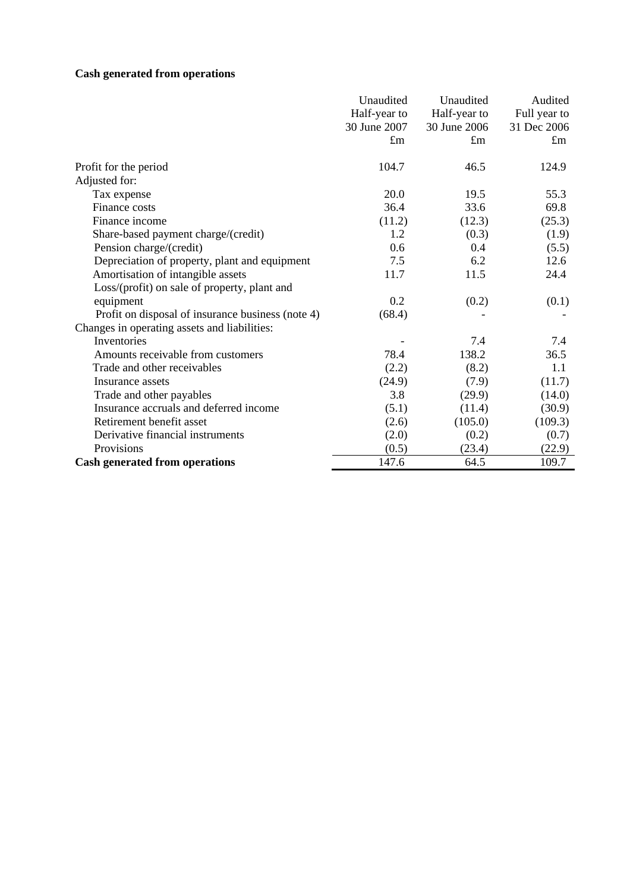**Cash generated from operations**

| | Unaudited Half-year to 30 June 2007 £m | Unaudited Half-year to 30 June 2006 £m | Audited Full year to 31 Dec 2006 £m |
|---|---|---|---|
| Profit for the period | 104.7 | 46.5 | 124.9 |
| Adjusted for: | | | |
| Tax expense | 20.0 | 19.5 | 55.3 |
| Finance costs | 36.4 | 33.6 | 69.8 |
| Finance income | (11.2) | (12.3) | (25.3) |
| Share-based payment charge/(credit) | 1.2 | (0.3) | (1.9) |
| Pension charge/(credit) | 0.6 | 0.4 | (5.5) |
| Depreciation of property, plant and equipment | 7.5 | 6.2 | 12.6 |
| Amortisation of intangible assets | 11.7 | 11.5 | 24.4 |
| Loss/(profit) on sale of property, plant and equipment | 0.2 | (0.2) | (0.1) |
| Profit on disposal of insurance business (note 4) | (68.4) | - | - |
| Changes in operating assets and liabilities: | | | |
| Inventories | - | 7.4 | 7.4 |
| Amounts receivable from customers | 78.4 | 138.2 | 36.5 |
| Trade and other receivables | (2.2) | (8.2) | 1.1 |
| Insurance assets | (24.9) | (7.9) | (11.7) |
| Trade and other payables | 3.8 | (29.9) | (14.0) |
| Insurance accruals and deferred income | (5.1) | (11.4) | (30.9) |
| Retirement benefit asset | (2.6) | (105.0) | (109.3) |
| Derivative financial instruments | (2.0) | (0.2) | (0.7) |
| Provisions | (0.5) | (23.4) | (22.9) |
| **Cash generated from operations** | 147.6 | 64.5 | 109.7 |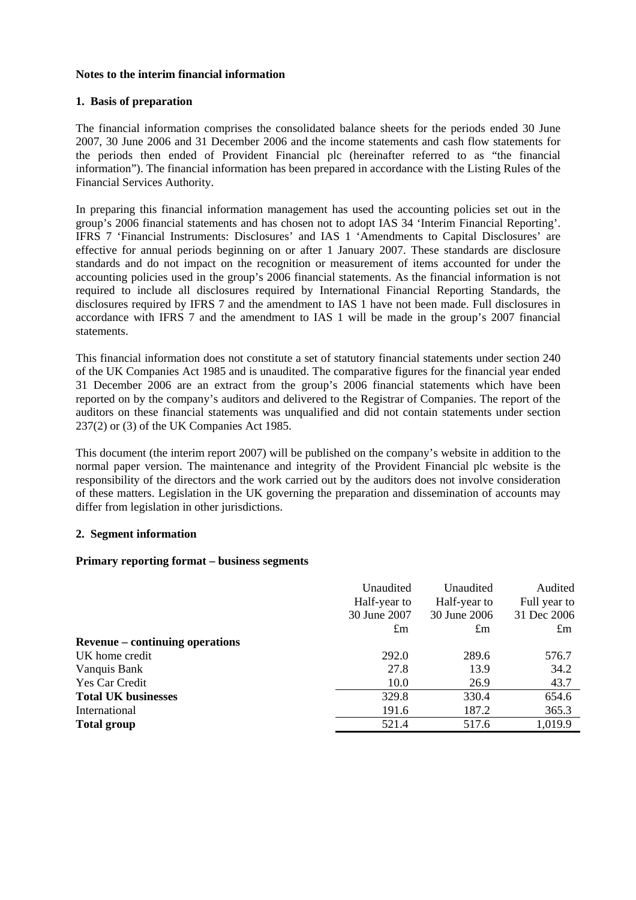**Notes to the interim financial information**

**1. Basis of preparation**

The financial information comprises the consolidated balance sheets for the periods ended 30 June 2007, 30 June 2006 and 31 December 2006 and the income statements and cash flow statements for the periods then ended of Provident Financial plc (hereinafter referred to as "the financial information"). The financial information has been prepared in accordance with the Listing Rules of the Financial Services Authority.

In preparing this financial information management has used the accounting policies set out in the group's 2006 financial statements and has chosen not to adopt IAS 34 'Interim Financial Reporting'. IFRS 7 'Financial Instruments: Disclosures' and IAS 1 'Amendments to Capital Disclosures' are effective for annual periods beginning on or after 1 January 2007. These standards are disclosure standards and do not impact on the recognition or measurement of items accounted for under the accounting policies used in the group's 2006 financial statements. As the financial information is not required to include all disclosures required by International Financial Reporting Standards, the disclosures required by IFRS 7 and the amendment to IAS 1 have not been made. Full disclosures in accordance with IFRS 7 and the amendment to IAS 1 will be made in the group's 2007 financial statements.

This financial information does not constitute a set of statutory financial statements under section 240 of the UK Companies Act 1985 and is unaudited. The comparative figures for the financial year ended 31 December 2006 are an extract from the group's 2006 financial statements which have been reported on by the company's auditors and delivered to the Registrar of Companies. The report of the auditors on these financial statements was unqualified and did not contain statements under section 237(2) or (3) of the UK Companies Act 1985.

This document (the interim report 2007) will be published on the company's website in addition to the normal paper version. The maintenance and integrity of the Provident Financial plc website is the responsibility of the directors and the work carried out by the auditors does not involve consideration of these matters. Legislation in the UK governing the preparation and dissemination of accounts may differ from legislation in other jurisdictions.

**2. Segment information**

**Primary reporting format – business segments**

| | Unaudited Half-year to 30 June 2007 £m | Unaudited Half-year to 30 June 2006 £m | Audited Full year to 31 Dec 2006 £m |
|---|---|---|---|
| **Revenue – continuing operations** | | | |
| UK home credit | 292.0 | 289.6 | 576.7 |
| Vanquis Bank | 27.8 | 13.9 | 34.2 |
| Yes Car Credit | 10.0 | 26.9 | 43.7 |
| **Total UK businesses** | 329.8 | 330.4 | 654.6 |
| International | 191.6 | 187.2 | 365.3 |
| **Total group** | 521.4 | 517.6 | 1,019.9 |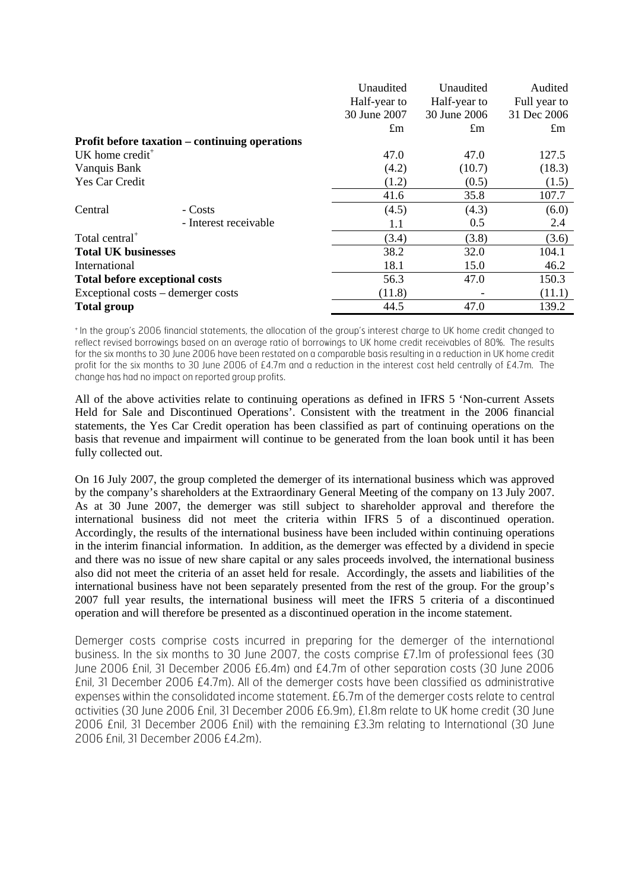| | | Unaudited Half-year to 30 June 2007 £m | Unaudited Half-year to 30 June 2006 £m | Audited Full year to 31 Dec 2006 £m |
|---|---|---|---|---|
| **Profit before taxation – continuing operations** | | | | |
| UK home credit[+] | | 47.0 | 47.0 | 127.5 |
| Vanquis Bank | | (4.2) | (10.7) | (18.3) |
| Yes Car Credit | | (1.2) | (0.5) | (1.5) |
| | | 41.6 | 35.8 | 107.7 |
| Central | - Costs | (4.5) | (4.3) | (6.0) |
| | - Interest receivable | 1.1 | 0.5 | 2.4 |
| Total central[+] | | (3.4) | (3.8) | (3.6) |
| **Total UK businesses** | | 38.2 | 32.0 | 104.1 |
| International | | 18.1 | 15.0 | 46.2 |
| **Total before exceptional costs** | | 56.3 | 47.0 | 150.3 |
| Exceptional costs – demerger costs | | (11.8) | - | (11.1) |
| **Total group** | | 44.5 | 47.0 | 139.2 |

[+] In the group's 2006 financial statements, the allocation of the group's interest charge to UK home credit changed to reflect revised borrowings based on an average ratio of borrowings to UK home credit receivables of 80%. The results for the six months to 30 June 2006 have been restated on a comparable basis resulting in a reduction in UK home credit profit for the six months to 30 June 2006 of £4.7m and a reduction in the interest cost held centrally of £4.7m. The change has had no impact on reported group profits.

All of the above activities relate to continuing operations as defined in IFRS 5 'Non-current Assets Held for Sale and Discontinued Operations'. Consistent with the treatment in the 2006 financial statements, the Yes Car Credit operation has been classified as part of continuing operations on the basis that revenue and impairment will continue to be generated from the loan book until it has been fully collected out.

On 16 July 2007, the group completed the demerger of its international business which was approved by the company's shareholders at the Extraordinary General Meeting of the company on 13 July 2007. As at 30 June 2007, the demerger was still subject to shareholder approval and therefore the international business did not meet the criteria within IFRS 5 of a discontinued operation. Accordingly, the results of the international business have been included within continuing operations in the interim financial information. In addition, as the demerger was effected by a dividend in specie and there was no issue of new share capital or any sales proceeds involved, the international business also did not meet the criteria of an asset held for resale. Accordingly, the assets and liabilities of the international business have not been separately presented from the rest of the group. For the group's 2007 full year results, the international business will meet the IFRS 5 criteria of a discontinued operation and will therefore be presented as a discontinued operation in the income statement.

Demerger costs comprise costs incurred in preparing for the demerger of the international business. In the six months to 30 June 2007, the costs comprise £7.1m of professional fees (30 June 2006 £nil, 31 December 2006 £6.4m) and £4.7m of other separation costs (30 June 2006 £nil, 31 December 2006 £4.7m). All of the demerger costs have been classified as administrative expenses within the consolidated income statement. £6.7m of the demerger costs relate to central activities (30 June 2006 £nil, 31 December 2006 £6.9m), £1.8m relate to UK home credit (30 June 2006 £nil, 31 December 2006 £nil) with the remaining £3.3m relating to International (30 June 2006 £nil, 31 December 2006 £4.2m).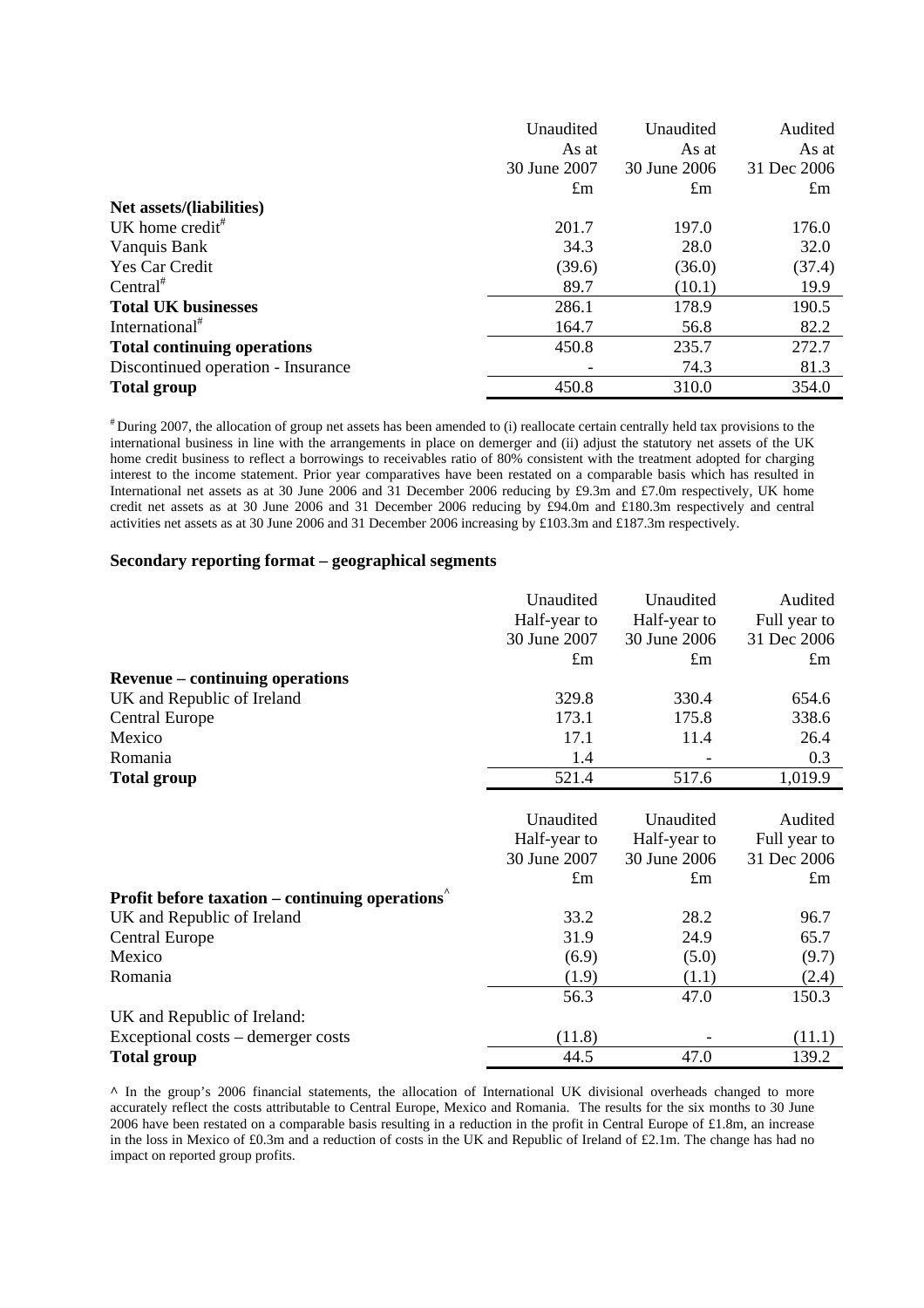| | Unaudited As at 30 June 2007 £m | Unaudited As at 30 June 2006 £m | Audited As at 31 Dec 2006 £m |
|---|---|---|---|
| **Net assets/(liabilities)** | | | |
| UK home credit# | 201.7 | 197.0 | 176.0 |
| Vanquis Bank | 34.3 | 28.0 | 32.0 |
| Yes Car Credit | (39.6) | (36.0) | (37.4) |
| Central# | 89.7 | (10.1) | 19.9 |
| **Total UK businesses** | 286.1 | 178.9 | 190.5 |
| International# | 164.7 | 56.8 | 82.2 |
| **Total continuing operations** | 450.8 | 235.7 | 272.7 |
| Discontinued operation - Insurance | - | 74.3 | 81.3 |
| **Total group** | 450.8 | 310.0 | 354.0 |

# During 2007, the allocation of group net assets has been amended to (i) reallocate certain centrally held tax provisions to the international business in line with the arrangements in place on demerger and (ii) adjust the statutory net assets of the UK home credit business to reflect a borrowings to receivables ratio of 80% consistent with the treatment adopted for charging interest to the income statement. Prior year comparatives have been restated on a comparable basis which has resulted in International net assets as at 30 June 2006 and 31 December 2006 reducing by £9.3m and £7.0m respectively, UK home credit net assets as at 30 June 2006 and 31 December 2006 reducing by £94.0m and £180.3m respectively and central activities net assets as at 30 June 2006 and 31 December 2006 increasing by £103.3m and £187.3m respectively.

**Secondary reporting format – geographical segments**

| | Unaudited Half-year to 30 June 2007 £m | Unaudited Half-year to 30 June 2006 £m | Audited Full year to 31 Dec 2006 £m |
|---|---|---|---|
| **Revenue – continuing operations** | | | |
| UK and Republic of Ireland | 329.8 | 330.4 | 654.6 |
| Central Europe | 173.1 | 175.8 | 338.6 |
| Mexico | 17.1 | 11.4 | 26.4 |
| Romania | 1.4 | - | 0.3 |
| **Total group** | 521.4 | 517.6 | 1,019.9 |

| | Unaudited Half-year to 30 June 2007 £m | Unaudited Half-year to 30 June 2006 £m | Audited Full year to 31 Dec 2006 £m |
|---|---|---|---|
| **Profit before taxation – continuing operations^** | | | |
| UK and Republic of Ireland | 33.2 | 28.2 | 96.7 |
| Central Europe | 31.9 | 24.9 | 65.7 |
| Mexico | (6.9) | (5.0) | (9.7) |
| Romania | (1.9) | (1.1) | (2.4) |
| | 56.3 | 47.0 | 150.3 |
| UK and Republic of Ireland: | | | |
| Exceptional costs – demerger costs | (11.8) | - | (11.1) |
| **Total group** | 44.5 | 47.0 | 139.2 |

^ In the group's 2006 financial statements, the allocation of International UK divisional overheads changed to more accurately reflect the costs attributable to Central Europe, Mexico and Romania. The results for the six months to 30 June 2006 have been restated on a comparable basis resulting in a reduction in the profit in Central Europe of £1.8m, an increase in the loss in Mexico of £0.3m and a reduction of costs in the UK and Republic of Ireland of £2.1m. The change has had no impact on reported group profits.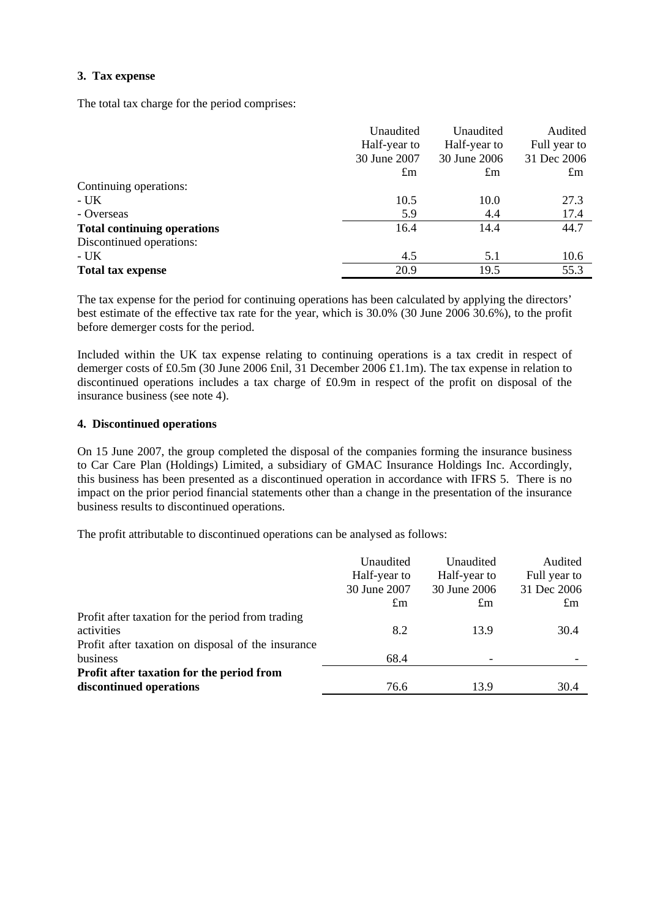### 3. Tax expense

The total tax charge for the period comprises:

| | Unaudited Half-year to 30 June 2007 £m | Unaudited Half-year to 30 June 2006 £m | Audited Full year to 31 Dec 2006 £m |
|---|---|---|---|
| Continuing operations: | | | |
| - UK | 10.5 | 10.0 | 27.3 |
| - Overseas | 5.9 | 4.4 | 17.4 |
| **Total continuing operations** | 16.4 | 14.4 | 44.7 |
| Discontinued operations: | | | |
| - UK | 4.5 | 5.1 | 10.6 |
| **Total tax expense** | 20.9 | 19.5 | 55.3 |

The tax expense for the period for continuing operations has been calculated by applying the directors' best estimate of the effective tax rate for the year, which is 30.0% (30 June 2006 30.6%), to the profit before demerger costs for the period.

Included within the UK tax expense relating to continuing operations is a tax credit in respect of demerger costs of £0.5m (30 June 2006 £nil, 31 December 2006 £1.1m). The tax expense in relation to discontinued operations includes a tax charge of £0.9m in respect of the profit on disposal of the insurance business (see note 4).

### 4. Discontinued operations

On 15 June 2007, the group completed the disposal of the companies forming the insurance business to Car Care Plan (Holdings) Limited, a subsidiary of GMAC Insurance Holdings Inc. Accordingly, this business has been presented as a discontinued operation in accordance with IFRS 5. There is no impact on the prior period financial statements other than a change in the presentation of the insurance business results to discontinued operations.

The profit attributable to discontinued operations can be analysed as follows:

| | Unaudited Half-year to 30 June 2007 £m | Unaudited Half-year to 30 June 2006 £m | Audited Full year to 31 Dec 2006 £m |
|---|---|---|---|
| Profit after taxation for the period from trading activities | 8.2 | 13.9 | 30.4 |
| Profit after taxation on disposal of the insurance business | 68.4 | - | - |
| **Profit after taxation for the period from discontinued operations** | 76.6 | 13.9 | 30.4 |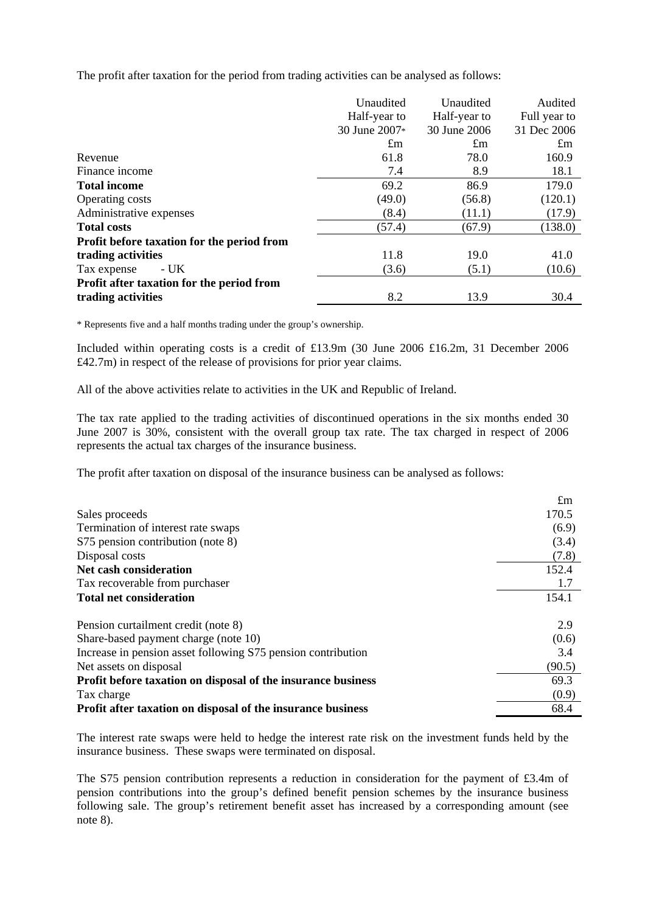The profit after taxation for the period from trading activities can be analysed as follows:

| | Unaudited Half-year to 30 June 2007* £m | Unaudited Half-year to 30 June 2006 £m | Audited Full year to 31 Dec 2006 £m |
|---|---|---|---|
| Revenue | 61.8 | 78.0 | 160.9 |
| Finance income | 7.4 | 8.9 | 18.1 |
| **Total income** | 69.2 | 86.9 | 179.0 |
| Operating costs | (49.0) | (56.8) | (120.1) |
| Administrative expenses | (8.4) | (11.1) | (17.9) |
| **Total costs** | (57.4) | (67.9) | (138.0) |
| **Profit before taxation for the period from trading activities** | 11.8 | 19.0 | 41.0 |
| Tax expense - UK | (3.6) | (5.1) | (10.6) |
| **Profit after taxation for the period from trading activities** | 8.2 | 13.9 | 30.4 |

\* Represents five and a half months trading under the group's ownership.

Included within operating costs is a credit of £13.9m (30 June 2006 £16.2m, 31 December 2006 £42.7m) in respect of the release of provisions for prior year claims.

All of the above activities relate to activities in the UK and Republic of Ireland.

The tax rate applied to the trading activities of discontinued operations in the six months ended 30 June 2007 is 30%, consistent with the overall group tax rate. The tax charged in respect of 2006 represents the actual tax charges of the insurance business.

The profit after taxation on disposal of the insurance business can be analysed as follows:

| | £m |
|---|---|
| Sales proceeds | 170.5 |
| Termination of interest rate swaps | (6.9) |
| S75 pension contribution (note 8) | (3.4) |
| Disposal costs | (7.8) |
| **Net cash consideration** | 152.4 |
| Tax recoverable from purchaser | 1.7 |
| **Total net consideration** | 154.1 |
| | |
| Pension curtailment credit (note 8) | 2.9 |
| Share-based payment charge (note 10) | (0.6) |
| Increase in pension asset following S75 pension contribution | 3.4 |
| Net assets on disposal | (90.5) |
| **Profit before taxation on disposal of the insurance business** | 69.3 |
| Tax charge | (0.9) |
| **Profit after taxation on disposal of the insurance business** | 68.4 |

The interest rate swaps were held to hedge the interest rate risk on the investment funds held by the insurance business. These swaps were terminated on disposal.

The S75 pension contribution represents a reduction in consideration for the payment of £3.4m of pension contributions into the group's defined benefit pension schemes by the insurance business following sale. The group's retirement benefit asset has increased by a corresponding amount (see note 8).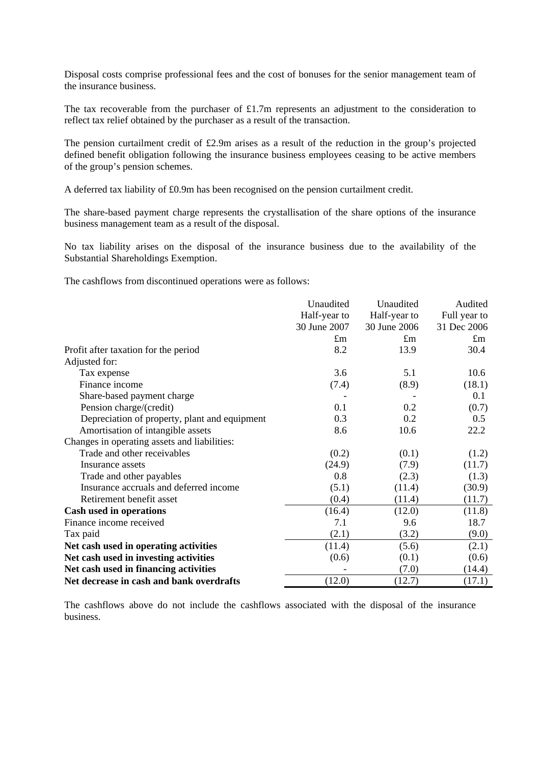Disposal costs comprise professional fees and the cost of bonuses for the senior management team of the insurance business.

The tax recoverable from the purchaser of £1.7m represents an adjustment to the consideration to reflect tax relief obtained by the purchaser as a result of the transaction.

The pension curtailment credit of £2.9m arises as a result of the reduction in the group's projected defined benefit obligation following the insurance business employees ceasing to be active members of the group's pension schemes.

A deferred tax liability of £0.9m has been recognised on the pension curtailment credit.

The share-based payment charge represents the crystallisation of the share options of the insurance business management team as a result of the disposal.

No tax liability arises on the disposal of the insurance business due to the availability of the Substantial Shareholdings Exemption.

The cashflows from discontinued operations were as follows:

| | Unaudited Half-year to 30 June 2007 | Unaudited Half-year to 30 June 2006 | Audited Full year to 31 Dec 2006 |
|---|---|---|---|
| | £m | £m | £m |
| Profit after taxation for the period | 8.2 | 13.9 | 30.4 |
| Adjusted for: | | | |
| Tax expense | 3.6 | 5.1 | 10.6 |
| Finance income | (7.4) | (8.9) | (18.1) |
| Share-based payment charge | - | - | 0.1 |
| Pension charge/(credit) | 0.1 | 0.2 | (0.7) |
| Depreciation of property, plant and equipment | 0.3 | 0.2 | 0.5 |
| Amortisation of intangible assets | 8.6 | 10.6 | 22.2 |
| Changes in operating assets and liabilities: | | | |
| Trade and other receivables | (0.2) | (0.1) | (1.2) |
| Insurance assets | (24.9) | (7.9) | (11.7) |
| Trade and other payables | 0.8 | (2.3) | (1.3) |
| Insurance accruals and deferred income | (5.1) | (11.4) | (30.9) |
| Retirement benefit asset | (0.4) | (11.4) | (11.7) |
| **Cash used in operations** | (16.4) | (12.0) | (11.8) |
| Finance income received | 7.1 | 9.6 | 18.7 |
| Tax paid | (2.1) | (3.2) | (9.0) |
| **Net cash used in operating activities** | (11.4) | (5.6) | (2.1) |
| **Net cash used in investing activities** | (0.6) | (0.1) | (0.6) |
| **Net cash used in financing activities** | - | (7.0) | (14.4) |
| **Net decrease in cash and bank overdrafts** | (12.0) | (12.7) | (17.1) |

The cashflows above do not include the cashflows associated with the disposal of the insurance business.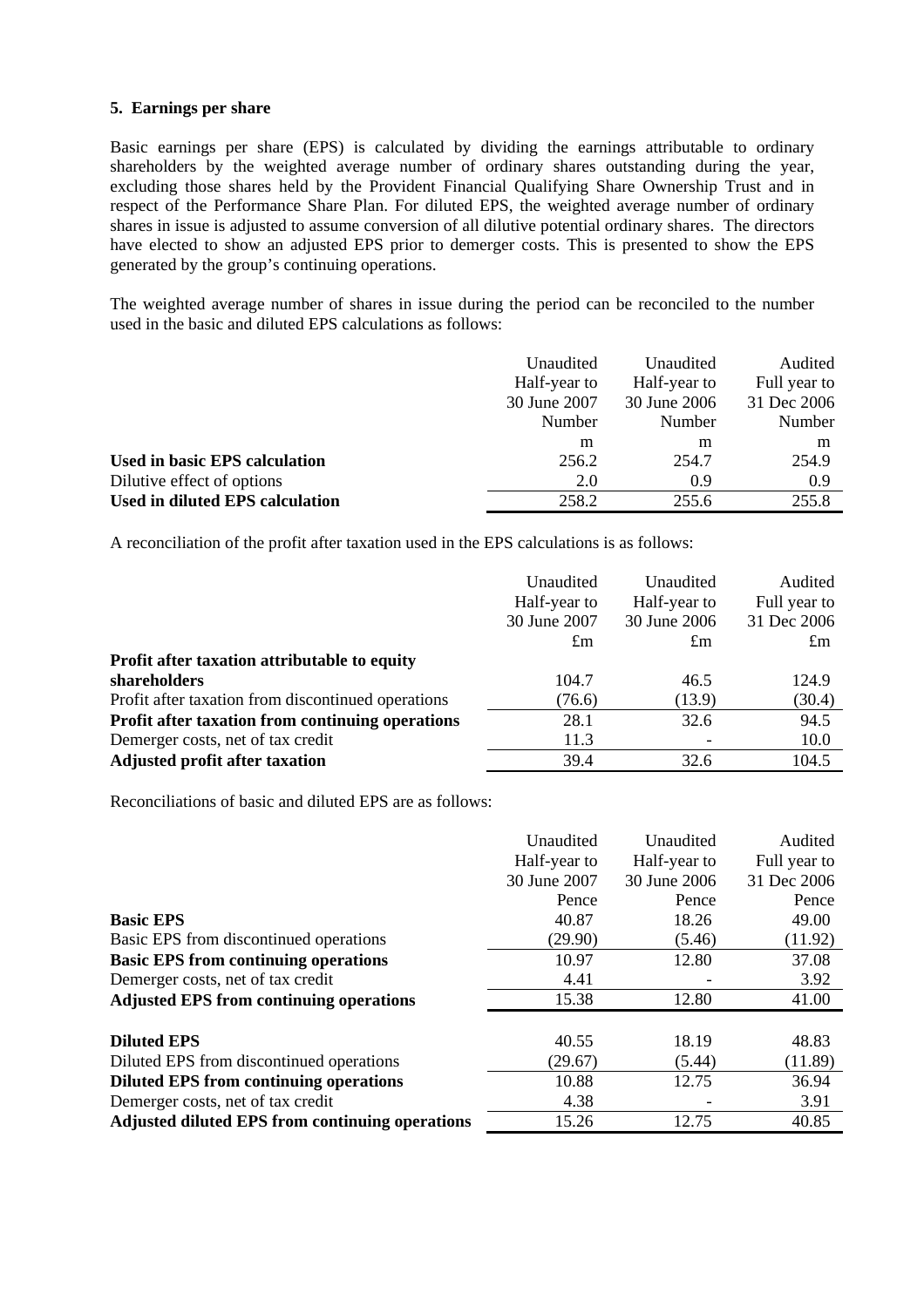### 5. Earnings per share

Basic earnings per share (EPS) is calculated by dividing the earnings attributable to ordinary shareholders by the weighted average number of ordinary shares outstanding during the year, excluding those shares held by the Provident Financial Qualifying Share Ownership Trust and in respect of the Performance Share Plan. For diluted EPS, the weighted average number of ordinary shares in issue is adjusted to assume conversion of all dilutive potential ordinary shares. The directors have elected to show an adjusted EPS prior to demerger costs. This is presented to show the EPS generated by the group's continuing operations.

The weighted average number of shares in issue during the period can be reconciled to the number used in the basic and diluted EPS calculations as follows:

| | Unaudited Half-year to 30 June 2007 Number m | Unaudited Half-year to 30 June 2006 Number m | Audited Full year to 31 Dec 2006 Number m |
|---|---|---|---|
| **Used in basic EPS calculation** | 256.2 | 254.7 | 254.9 |
| Dilutive effect of options | 2.0 | 0.9 | 0.9 |
| **Used in diluted EPS calculation** | 258.2 | 255.6 | 255.8 |

A reconciliation of the profit after taxation used in the EPS calculations is as follows:

| | Unaudited Half-year to 30 June 2007 £m | Unaudited Half-year to 30 June 2006 £m | Audited Full year to 31 Dec 2006 £m |
|---|---|---|---|
| **Profit after taxation attributable to equity shareholders** | 104.7 | 46.5 | 124.9 |
| Profit after taxation from discontinued operations | (76.6) | (13.9) | (30.4) |
| **Profit after taxation from continuing operations** | 28.1 | 32.6 | 94.5 |
| Demerger costs, net of tax credit | 11.3 | - | 10.0 |
| **Adjusted profit after taxation** | 39.4 | 32.6 | 104.5 |

Reconciliations of basic and diluted EPS are as follows:

| | Unaudited Half-year to 30 June 2007 Pence | Unaudited Half-year to 30 June 2006 Pence | Audited Full year to 31 Dec 2006 Pence |
|---|---|---|---|
| **Basic EPS** | 40.87 | 18.26 | 49.00 |
| Basic EPS from discontinued operations | (29.90) | (5.46) | (11.92) |
| **Basic EPS from continuing operations** | 10.97 | 12.80 | 37.08 |
| Demerger costs, net of tax credit | 4.41 | - | 3.92 |
| **Adjusted EPS from continuing operations** | 15.38 | 12.80 | 41.00 |
| | | | |
| **Diluted EPS** | 40.55 | 18.19 | 48.83 |
| Diluted EPS from discontinued operations | (29.67) | (5.44) | (11.89) |
| **Diluted EPS from continuing operations** | 10.88 | 12.75 | 36.94 |
| Demerger costs, net of tax credit | 4.38 | - | 3.91 |
| **Adjusted diluted EPS from continuing operations** | 15.26 | 12.75 | 40.85 |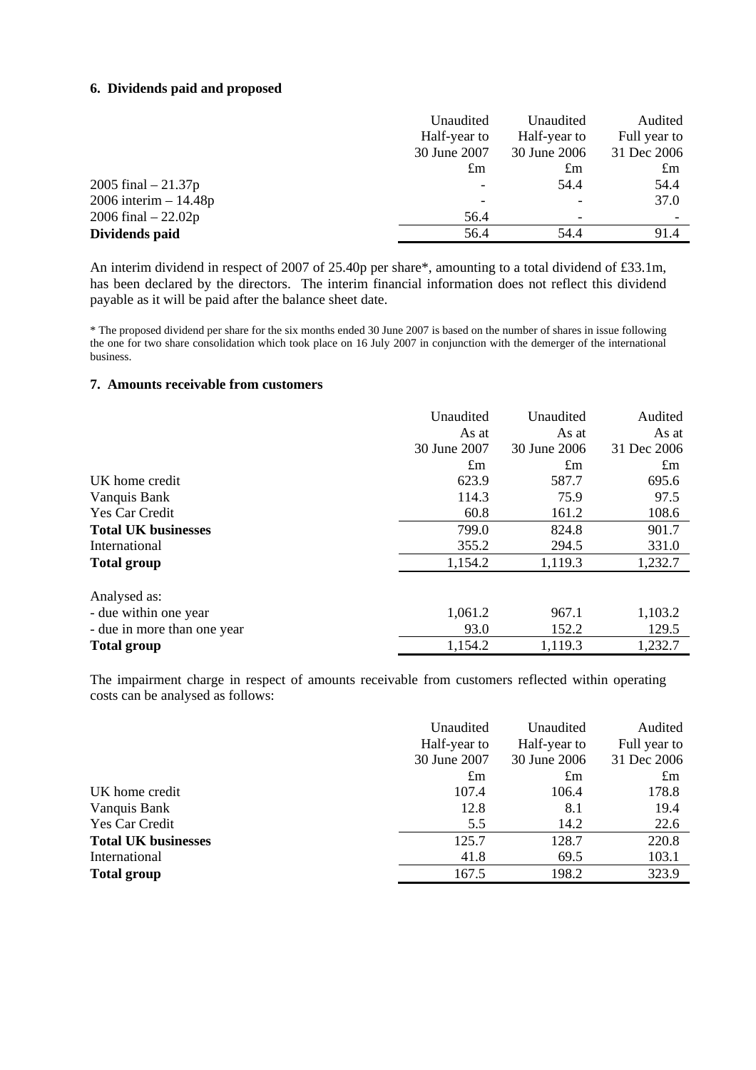### 6. Dividends paid and proposed

| | Unaudited Half-year to 30 June 2007 £m | Unaudited Half-year to 30 June 2006 £m | Audited Full year to 31 Dec 2006 £m |
|---|---|---|---|
| 2005 final – 21.37p | - | 54.4 | 54.4 |
| 2006 interim – 14.48p | - | - | 37.0 |
| 2006 final – 22.02p | 56.4 | - | - |
| **Dividends paid** | 56.4 | 54.4 | 91.4 |

An interim dividend in respect of 2007 of 25.40p per share*, amounting to a total dividend of £33.1m, has been declared by the directors. The interim financial information does not reflect this dividend payable as it will be paid after the balance sheet date.

\* The proposed dividend per share for the six months ended 30 June 2007 is based on the number of shares in issue following the one for two share consolidation which took place on 16 July 2007 in conjunction with the demerger of the international business.

### 7. Amounts receivable from customers

| | Unaudited As at 30 June 2007 £m | Unaudited As at 30 June 2006 £m | Audited As at 31 Dec 2006 £m |
|---|---|---|---|
| UK home credit | 623.9 | 587.7 | 695.6 |
| Vanquis Bank | 114.3 | 75.9 | 97.5 |
| Yes Car Credit | 60.8 | 161.2 | 108.6 |
| **Total UK businesses** | 799.0 | 824.8 | 901.7 |
| International | 355.2 | 294.5 | 331.0 |
| **Total group** | 1,154.2 | 1,119.3 | 1,232.7 |
| | | | |
| Analysed as: | | | |
| - due within one year | 1,061.2 | 967.1 | 1,103.2 |
| - due in more than one year | 93.0 | 152.2 | 129.5 |
| **Total group** | 1,154.2 | 1,119.3 | 1,232.7 |

The impairment charge in respect of amounts receivable from customers reflected within operating costs can be analysed as follows:

| | Unaudited Half-year to 30 June 2007 £m | Unaudited Half-year to 30 June 2006 £m | Audited Full year to 31 Dec 2006 £m |
|---|---|---|---|
| UK home credit | 107.4 | 106.4 | 178.8 |
| Vanquis Bank | 12.8 | 8.1 | 19.4 |
| Yes Car Credit | 5.5 | 14.2 | 22.6 |
| **Total UK businesses** | 125.7 | 128.7 | 220.8 |
| International | 41.8 | 69.5 | 103.1 |
| **Total group** | 167.5 | 198.2 | 323.9 |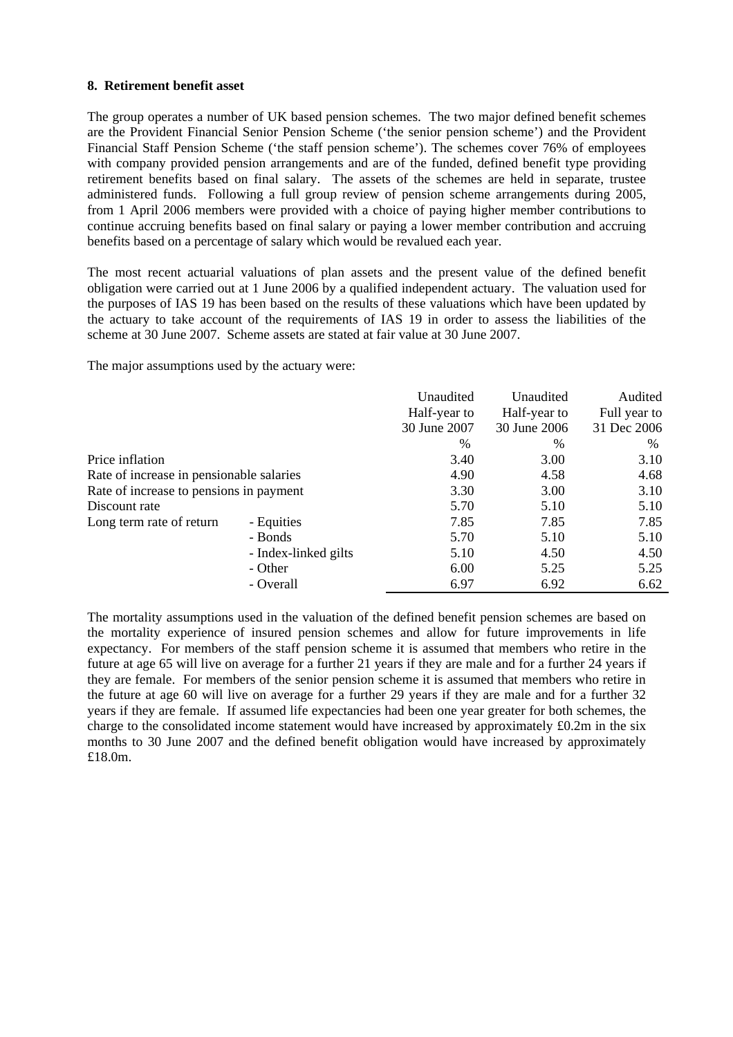**8. Retirement benefit asset**

The group operates a number of UK based pension schemes. The two major defined benefit schemes are the Provident Financial Senior Pension Scheme ('the senior pension scheme') and the Provident Financial Staff Pension Scheme ('the staff pension scheme'). The schemes cover 76% of employees with company provided pension arrangements and are of the funded, defined benefit type providing retirement benefits based on final salary. The assets of the schemes are held in separate, trustee administered funds. Following a full group review of pension scheme arrangements during 2005, from 1 April 2006 members were provided with a choice of paying higher member contributions to continue accruing benefits based on final salary or paying a lower member contribution and accruing benefits based on a percentage of salary which would be revalued each year.

The most recent actuarial valuations of plan assets and the present value of the defined benefit obligation were carried out at 1 June 2006 by a qualified independent actuary. The valuation used for the purposes of IAS 19 has been based on the results of these valuations which have been updated by the actuary to take account of the requirements of IAS 19 in order to assess the liabilities of the scheme at 30 June 2007. Scheme assets are stated at fair value at 30 June 2007.

The major assumptions used by the actuary were:

| | | Unaudited Half-year to 30 June 2007 | Unaudited Half-year to 30 June 2006 | Audited Full year to 31 Dec 2006 |
|---|---|---|---|---|
| | | % | % | % |
| Price inflation | | 3.40 | 3.00 | 3.10 |
| Rate of increase in pensionable salaries | | 4.90 | 4.58 | 4.68 |
| Rate of increase to pensions in payment | | 3.30 | 3.00 | 3.10 |
| Discount rate | | 5.70 | 5.10 | 5.10 |
| Long term rate of return | - Equities | 7.85 | 7.85 | 7.85 |
| | - Bonds | 5.70 | 5.10 | 5.10 |
| | - Index-linked gilts | 5.10 | 4.50 | 4.50 |
| | - Other | 6.00 | 5.25 | 5.25 |
| | - Overall | 6.97 | 6.92 | 6.62 |

The mortality assumptions used in the valuation of the defined benefit pension schemes are based on the mortality experience of insured pension schemes and allow for future improvements in life expectancy. For members of the staff pension scheme it is assumed that members who retire in the future at age 65 will live on average for a further 21 years if they are male and for a further 24 years if they are female. For members of the senior pension scheme it is assumed that members who retire in the future at age 60 will live on average for a further 29 years if they are male and for a further 32 years if they are female. If assumed life expectancies had been one year greater for both schemes, the charge to the consolidated income statement would have increased by approximately £0.2m in the six months to 30 June 2007 and the defined benefit obligation would have increased by approximately £18.0m.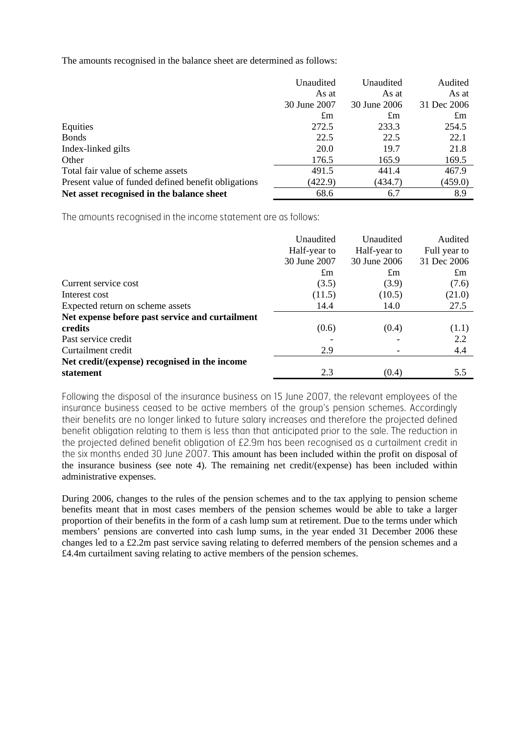The amounts recognised in the balance sheet are determined as follows:

| | Unaudited<br>As at<br>30 June 2007<br>£m | Unaudited<br>As at<br>30 June 2006<br>£m | Audited<br>As at<br>31 Dec 2006<br>£m |
|---|---|---|---|
| Equities | 272.5 | 233.3 | 254.5 |
| Bonds | 22.5 | 22.5 | 22.1 |
| Index-linked gilts | 20.0 | 19.7 | 21.8 |
| Other | 176.5 | 165.9 | 169.5 |
| Total fair value of scheme assets | 491.5 | 441.4 | 467.9 |
| Present value of funded defined benefit obligations | (422.9) | (434.7) | (459.0) |
| **Net asset recognised in the balance sheet** | 68.6 | 6.7 | 8.9 |

The amounts recognised in the income statement are as follows:

| | Unaudited<br>Half-year to<br>30 June 2007<br>£m | Unaudited<br>Half-year to<br>30 June 2006<br>£m | Audited<br>Full year to<br>31 Dec 2006<br>£m |
|---|---|---|---|
| Current service cost | (3.5) | (3.9) | (7.6) |
| Interest cost | (11.5) | (10.5) | (21.0) |
| Expected return on scheme assets | 14.4 | 14.0 | 27.5 |
| **Net expense before past service and curtailment credits** | (0.6) | (0.4) | (1.1) |
| Past service credit | - | - | 2.2 |
| Curtailment credit | 2.9 | - | 4.4 |
| **Net credit/(expense) recognised in the income statement** | 2.3 | (0.4) | 5.5 |

Following the disposal of the insurance business on 15 June 2007, the relevant employees of the insurance business ceased to be active members of the group's pension schemes. Accordingly their benefits are no longer linked to future salary increases and therefore the projected defined benefit obligation relating to them is less than that anticipated prior to the sale. The reduction in the projected defined benefit obligation of £2.9m has been recognised as a curtailment credit in the six months ended 30 June 2007. This amount has been included within the profit on disposal of the insurance business (see note 4). The remaining net credit/(expense) has been included within administrative expenses.

During 2006, changes to the rules of the pension schemes and to the tax applying to pension scheme benefits meant that in most cases members of the pension schemes would be able to take a larger proportion of their benefits in the form of a cash lump sum at retirement. Due to the terms under which members' pensions are converted into cash lump sums, in the year ended 31 December 2006 these changes led to a £2.2m past service saving relating to deferred members of the pension schemes and a £4.4m curtailment saving relating to active members of the pension schemes.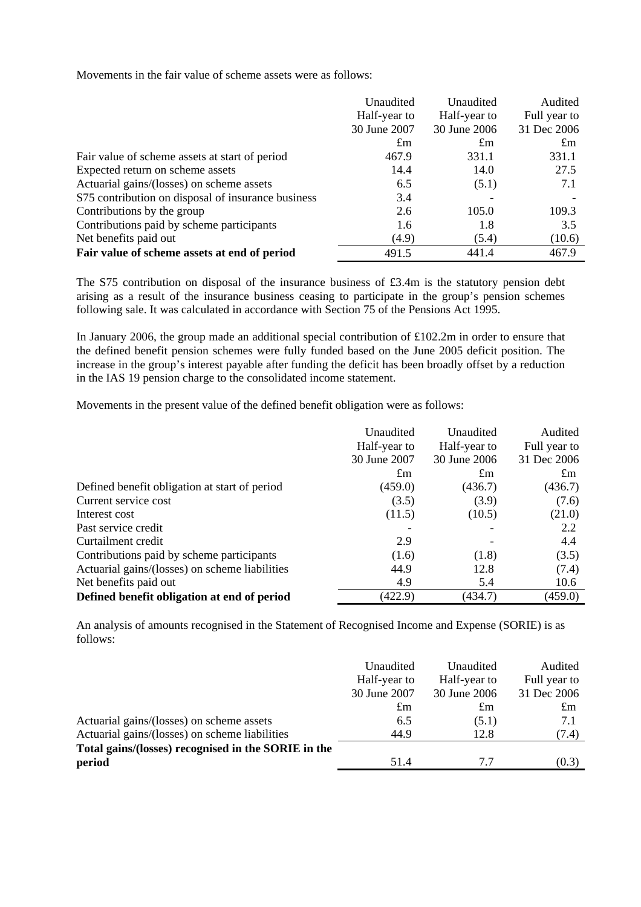Movements in the fair value of scheme assets were as follows:

| | Unaudited Half-year to 30 June 2007 £m | Unaudited Half-year to 30 June 2006 £m | Audited Full year to 31 Dec 2006 £m |
|---|---|---|---|
| Fair value of scheme assets at start of period | 467.9 | 331.1 | 331.1 |
| Expected return on scheme assets | 14.4 | 14.0 | 27.5 |
| Actuarial gains/(losses) on scheme assets | 6.5 | (5.1) | 7.1 |
| S75 contribution on disposal of insurance business | 3.4 | - | - |
| Contributions by the group | 2.6 | 105.0 | 109.3 |
| Contributions paid by scheme participants | 1.6 | 1.8 | 3.5 |
| Net benefits paid out | (4.9) | (5.4) | (10.6) |
| **Fair value of scheme assets at end of period** | 491.5 | 441.4 | 467.9 |

The S75 contribution on disposal of the insurance business of £3.4m is the statutory pension debt arising as a result of the insurance business ceasing to participate in the group's pension schemes following sale. It was calculated in accordance with Section 75 of the Pensions Act 1995.

In January 2006, the group made an additional special contribution of £102.2m in order to ensure that the defined benefit pension schemes were fully funded based on the June 2005 deficit position. The increase in the group's interest payable after funding the deficit has been broadly offset by a reduction in the IAS 19 pension charge to the consolidated income statement.

Movements in the present value of the defined benefit obligation were as follows:

| | Unaudited Half-year to 30 June 2007 £m | Unaudited Half-year to 30 June 2006 £m | Audited Full year to 31 Dec 2006 £m |
|---|---|---|---|
| Defined benefit obligation at start of period | (459.0) | (436.7) | (436.7) |
| Current service cost | (3.5) | (3.9) | (7.6) |
| Interest cost | (11.5) | (10.5) | (21.0) |
| Past service credit | - | - | 2.2 |
| Curtailment credit | 2.9 | - | 4.4 |
| Contributions paid by scheme participants | (1.6) | (1.8) | (3.5) |
| Actuarial gains/(losses) on scheme liabilities | 44.9 | 12.8 | (7.4) |
| Net benefits paid out | 4.9 | 5.4 | 10.6 |
| **Defined benefit obligation at end of period** | (422.9) | (434.7) | (459.0) |

An analysis of amounts recognised in the Statement of Recognised Income and Expense (SORIE) is as follows:

| | Unaudited Half-year to 30 June 2007 £m | Unaudited Half-year to 30 June 2006 £m | Audited Full year to 31 Dec 2006 £m |
|---|---|---|---|
| Actuarial gains/(losses) on scheme assets | 6.5 | (5.1) | 7.1 |
| Actuarial gains/(losses) on scheme liabilities | 44.9 | 12.8 | (7.4) |
| **Total gains/(losses) recognised in the SORIE in the period** | 51.4 | 7.7 | (0.3) |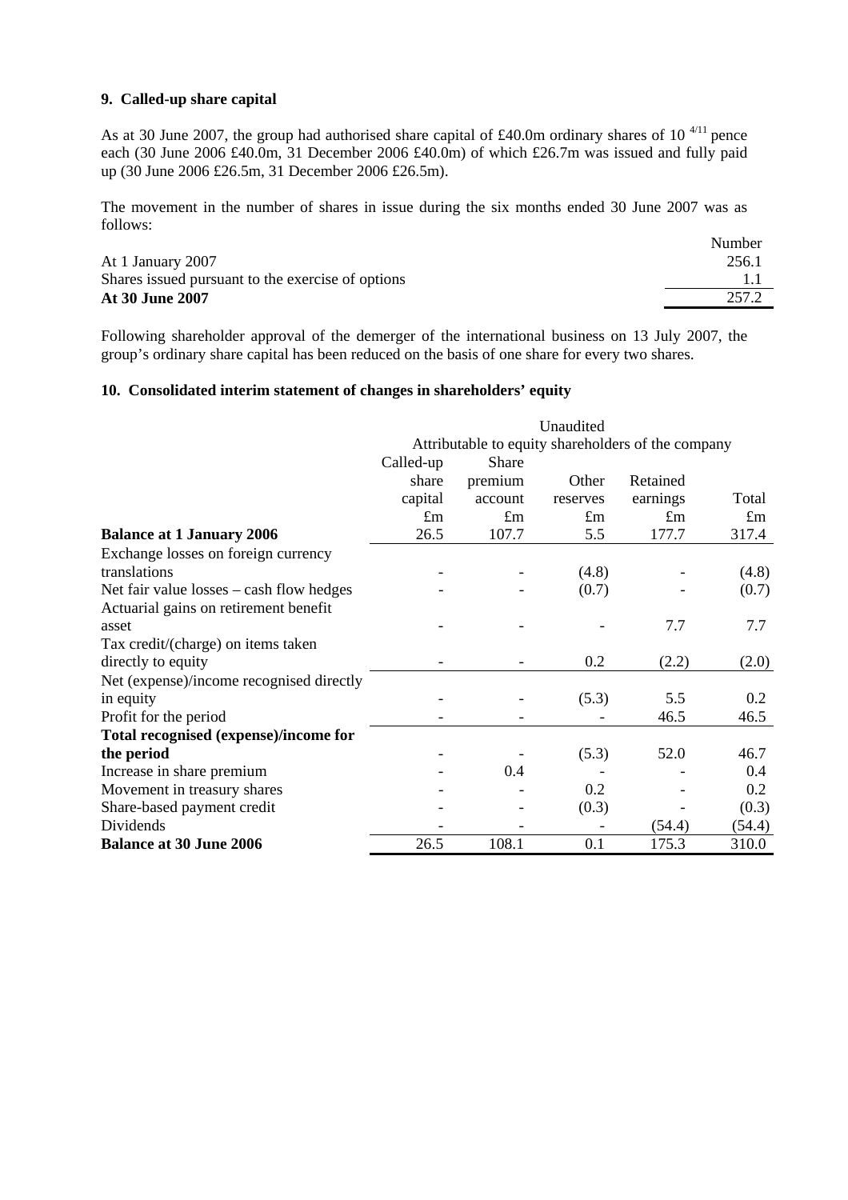## 9. Called-up share capital

As at 30 June 2007, the group had authorised share capital of £40.0m ordinary shares of 10 $^{4/11}$ pence each (30 June 2006 £40.0m, 31 December 2006 £40.0m) of which £26.7m was issued and fully paid up (30 June 2006 £26.5m, 31 December 2006 £26.5m).

The movement in the number of shares in issue during the six months ended 30 June 2007 was as follows:

| | Number |
|---|---|
| At 1 January 2007 | 256.1 |
| Shares issued pursuant to the exercise of options | 1.1 |
| **At 30 June 2007** | 257.2 |

Following shareholder approval of the demerger of the international business on 13 July 2007, the group's ordinary share capital has been reduced on the basis of one share for every two shares.

## 10. Consolidated interim statement of changes in shareholders' equity

| | Unaudited | | | | |
|---|---|---|---|---|---|
| | Attributable to equity shareholders of the company | | | | |
| | Called-up share capital | Share premium account | Other reserves | Retained earnings | Total |
| | £m | £m | £m | £m | £m |
| **Balance at 1 January 2006** | 26.5 | 107.7 | 5.5 | 177.7 | 317.4 |
| Exchange losses on foreign currency translations | - | - | (4.8) | - | (4.8) |
| Net fair value losses – cash flow hedges | - | - | (0.7) | - | (0.7) |
| Actuarial gains on retirement benefit asset | - | - | - | 7.7 | 7.7 |
| Tax credit/(charge) on items taken directly to equity | - | - | 0.2 | (2.2) | (2.0) |
| Net (expense)/income recognised directly in equity | - | - | (5.3) | 5.5 | 0.2 |
| Profit for the period | - | - | - | 46.5 | 46.5 |
| **Total recognised (expense)/income for the period** | - | - | (5.3) | 52.0 | 46.7 |
| Increase in share premium | - | 0.4 | - | - | 0.4 |
| Movement in treasury shares | - | - | 0.2 | - | 0.2 |
| Share-based payment credit | - | - | (0.3) | - | (0.3) |
| Dividends | - | - | - | (54.4) | (54.4) |
| **Balance at 30 June 2006** | 26.5 | 108.1 | 0.1 | 175.3 | 310.0 |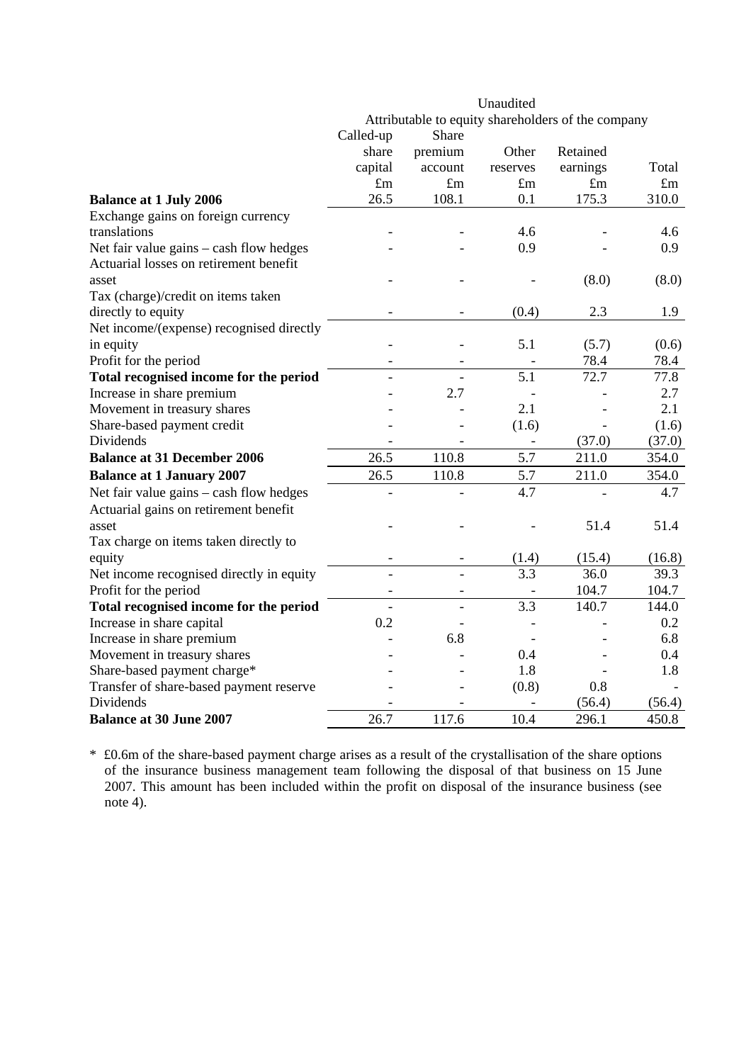| | Unaudited | | | | |
|---|---|---|---|---|---|
| | Attributable to equity shareholders of the company | | | | |
| | Called-up share capital | Share premium account | Other reserves | Retained earnings | Total |
| | £m | £m | £m | £m | £m |
| **Balance at 1 July 2006** | 26.5 | 108.1 | 0.1 | 175.3 | 310.0 |
| Exchange gains on foreign currency translations | - | - | 4.6 | - | 4.6 |
| Net fair value gains – cash flow hedges | - | - | 0.9 | - | 0.9 |
| Actuarial losses on retirement benefit asset | - | - | - | (8.0) | (8.0) |
| Tax (charge)/credit on items taken directly to equity | - | - | (0.4) | 2.3 | 1.9 |
| Net income/(expense) recognised directly in equity | - | - | 5.1 | (5.7) | (0.6) |
| Profit for the period | - | - | - | 78.4 | 78.4 |
| **Total recognised income for the period** | - | - | 5.1 | 72.7 | 77.8 |
| Increase in share premium | - | 2.7 | - | - | 2.7 |
| Movement in treasury shares | - | - | 2.1 | - | 2.1 |
| Share-based payment credit | - | - | (1.6) | - | (1.6) |
| Dividends | - | - | - | (37.0) | (37.0) |
| **Balance at 31 December 2006** | 26.5 | 110.8 | 5.7 | 211.0 | 354.0 |
| **Balance at 1 January 2007** | 26.5 | 110.8 | 5.7 | 211.0 | 354.0 |
| Net fair value gains – cash flow hedges | - | - | 4.7 | - | 4.7 |
| Actuarial gains on retirement benefit asset | - | - | - | 51.4 | 51.4 |
| Tax charge on items taken directly to equity | - | - | (1.4) | (15.4) | (16.8) |
| Net income recognised directly in equity | - | - | 3.3 | 36.0 | 39.3 |
| Profit for the period | - | - | - | 104.7 | 104.7 |
| **Total recognised income for the period** | - | - | 3.3 | 140.7 | 144.0 |
| Increase in share capital | 0.2 | - | - | - | 0.2 |
| Increase in share premium | - | 6.8 | - | - | 6.8 |
| Movement in treasury shares | - | - | 0.4 | - | 0.4 |
| Share-based payment charge* | - | - | 1.8 | - | 1.8 |
| Transfer of share-based payment reserve | - | - | (0.8) | 0.8 | - |
| Dividends | - | - | - | (56.4) | (56.4) |
| **Balance at 30 June 2007** | 26.7 | 117.6 | 10.4 | 296.1 | 450.8 |

\* £0.6m of the share-based payment charge arises as a result of the crystallisation of the share options of the insurance business management team following the disposal of that business on 15 June 2007. This amount has been included within the profit on disposal of the insurance business (see note 4).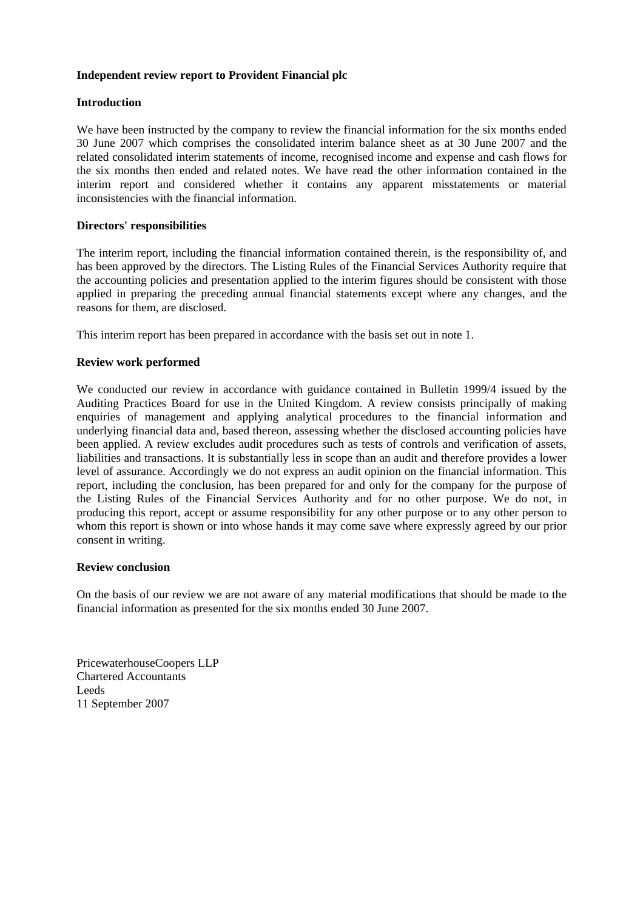## Independent review report to Provident Financial plc

### Introduction

We have been instructed by the company to review the financial information for the six months ended 30 June 2007 which comprises the consolidated interim balance sheet as at 30 June 2007 and the related consolidated interim statements of income, recognised income and expense and cash flows for the six months then ended and related notes. We have read the other information contained in the interim report and considered whether it contains any apparent misstatements or material inconsistencies with the financial information.

### Directors' responsibilities

The interim report, including the financial information contained therein, is the responsibility of, and has been approved by the directors. The Listing Rules of the Financial Services Authority require that the accounting policies and presentation applied to the interim figures should be consistent with those applied in preparing the preceding annual financial statements except where any changes, and the reasons for them, are disclosed.

This interim report has been prepared in accordance with the basis set out in note 1.

### Review work performed

We conducted our review in accordance with guidance contained in Bulletin 1999/4 issued by the Auditing Practices Board for use in the United Kingdom. A review consists principally of making enquiries of management and applying analytical procedures to the financial information and underlying financial data and, based thereon, assessing whether the disclosed accounting policies have been applied. A review excludes audit procedures such as tests of controls and verification of assets, liabilities and transactions. It is substantially less in scope than an audit and therefore provides a lower level of assurance. Accordingly we do not express an audit opinion on the financial information. This report, including the conclusion, has been prepared for and only for the company for the purpose of the Listing Rules of the Financial Services Authority and for no other purpose. We do not, in producing this report, accept or assume responsibility for any other purpose or to any other person to whom this report is shown or into whose hands it may come save where expressly agreed by our prior consent in writing.

### Review conclusion

On the basis of our review we are not aware of any material modifications that should be made to the financial information as presented for the six months ended 30 June 2007.

PricewaterhouseCoopers LLP
Chartered Accountants
Leeds
11 September 2007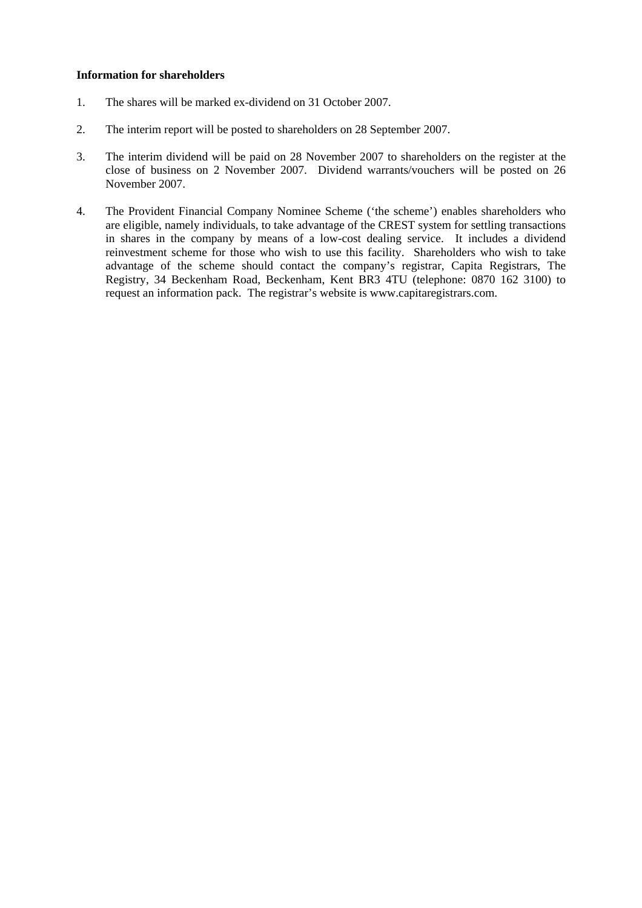**Information for shareholders**

1. The shares will be marked ex-dividend on 31 October 2007.

2. The interim report will be posted to shareholders on 28 September 2007.

3. The interim dividend will be paid on 28 November 2007 to shareholders on the register at the close of business on 2 November 2007. Dividend warrants/vouchers will be posted on 26 November 2007.

4. The Provident Financial Company Nominee Scheme ('the scheme') enables shareholders who are eligible, namely individuals, to take advantage of the CREST system for settling transactions in shares in the company by means of a low-cost dealing service. It includes a dividend reinvestment scheme for those who wish to use this facility. Shareholders who wish to take advantage of the scheme should contact the company's registrar, Capita Registrars, The Registry, 34 Beckenham Road, Beckenham, Kent BR3 4TU (telephone: 0870 162 3100) to request an information pack. The registrar's website is www.capitaregistrars.com.